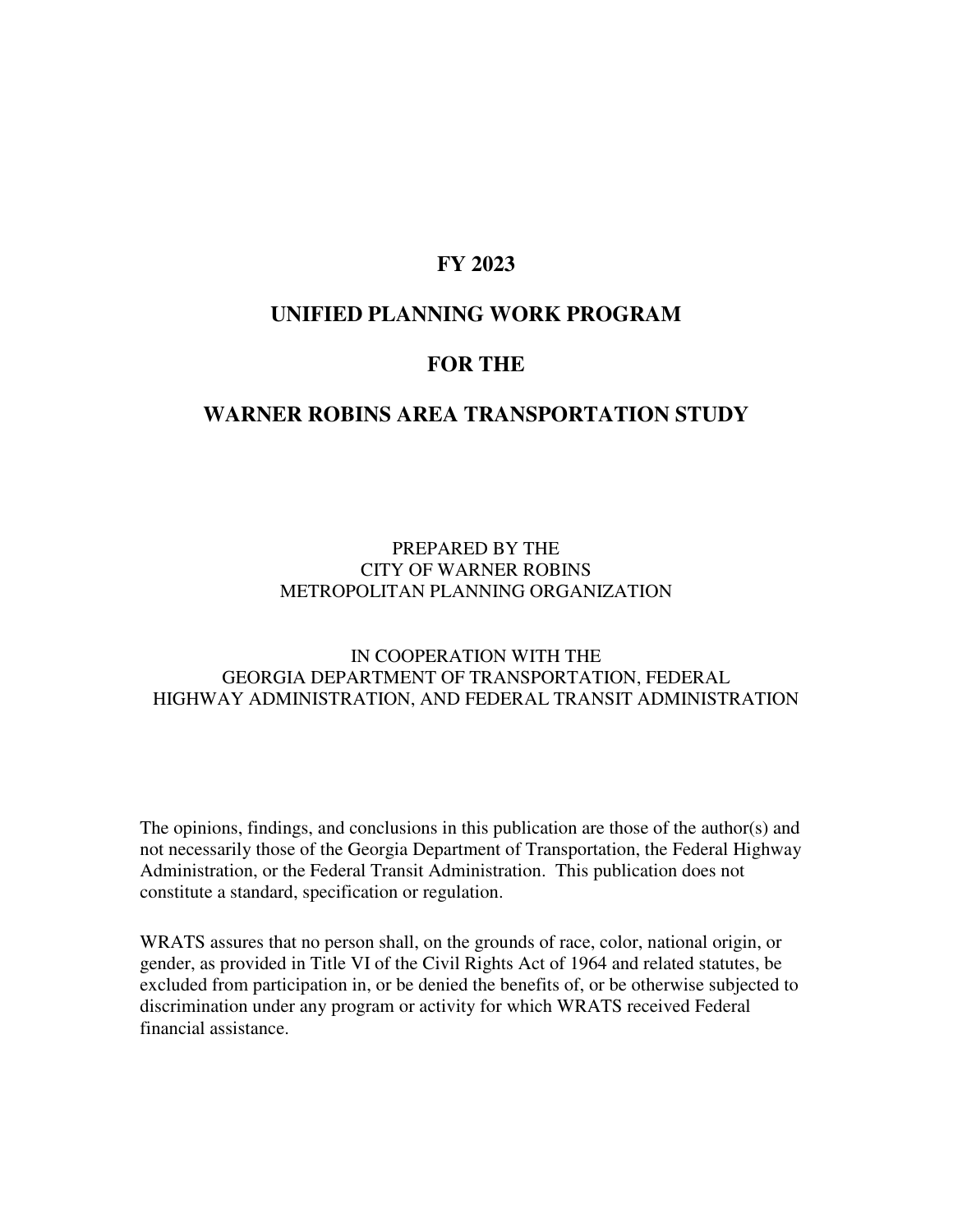# FY 2023

# UNIFIED PLANNING WORK PROGRAM

# FOR THE

# WARNER ROBINS AREA TRANSPORTATION STUDY

PREPARED BY THE
CITY OF WARNER ROBINS
METROPOLITAN PLANNING ORGANIZATION

IN COOPERATION WITH THE
GEORGIA DEPARTMENT OF TRANSPORTATION, FEDERAL HIGHWAY ADMINISTRATION, AND FEDERAL TRANSIT ADMINISTRATION

The opinions, findings, and conclusions in this publication are those of the author(s) and not necessarily those of the Georgia Department of Transportation, the Federal Highway Administration, or the Federal Transit Administration. This publication does not constitute a standard, specification or regulation.

WRATS assures that no person shall, on the grounds of race, color, national origin, or gender, as provided in Title VI of the Civil Rights Act of 1964 and related statutes, be excluded from participation in, or be denied the benefits of, or be otherwise subjected to discrimination under any program or activity for which WRATS received Federal financial assistance.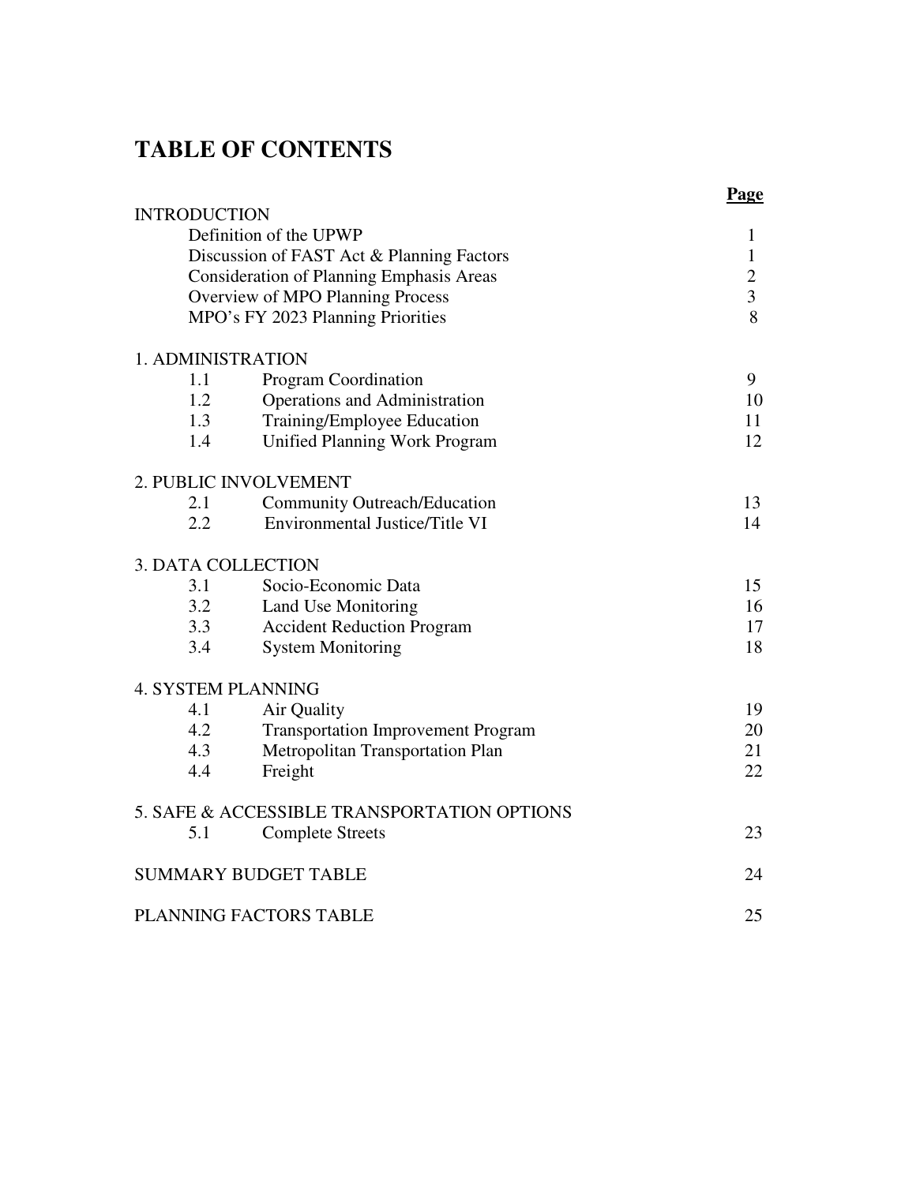# TABLE OF CONTENTS

| | | Page |
|---|---|---|
| INTRODUCTION | | |
| | Definition of the UPWP | 1 |
| | Discussion of FAST Act & Planning Factors | 1 |
| | Consideration of Planning Emphasis Areas | 2 |
| | Overview of MPO Planning Process | 3 |
| | MPO's FY 2023 Planning Priorities | 8 |
| 1. ADMINISTRATION | | |
| 1.1 | Program Coordination | 9 |
| 1.2 | Operations and Administration | 10 |
| 1.3 | Training/Employee Education | 11 |
| 1.4 | Unified Planning Work Program | 12 |
| 2. PUBLIC INVOLVEMENT | | |
| 2.1 | Community Outreach/Education | 13 |
| 2.2 | Environmental Justice/Title VI | 14 |
| 3. DATA COLLECTION | | |
| 3.1 | Socio-Economic Data | 15 |
| 3.2 | Land Use Monitoring | 16 |
| 3.3 | Accident Reduction Program | 17 |
| 3.4 | System Monitoring | 18 |
| 4. SYSTEM PLANNING | | |
| 4.1 | Air Quality | 19 |
| 4.2 | Transportation Improvement Program | 20 |
| 4.3 | Metropolitan Transportation Plan | 21 |
| 4.4 | Freight | 22 |
| 5. SAFE & ACCESSIBLE TRANSPORTATION OPTIONS | | |
| 5.1 | Complete Streets | 23 |
| SUMMARY BUDGET TABLE | | 24 |
| PLANNING FACTORS TABLE | | 25 |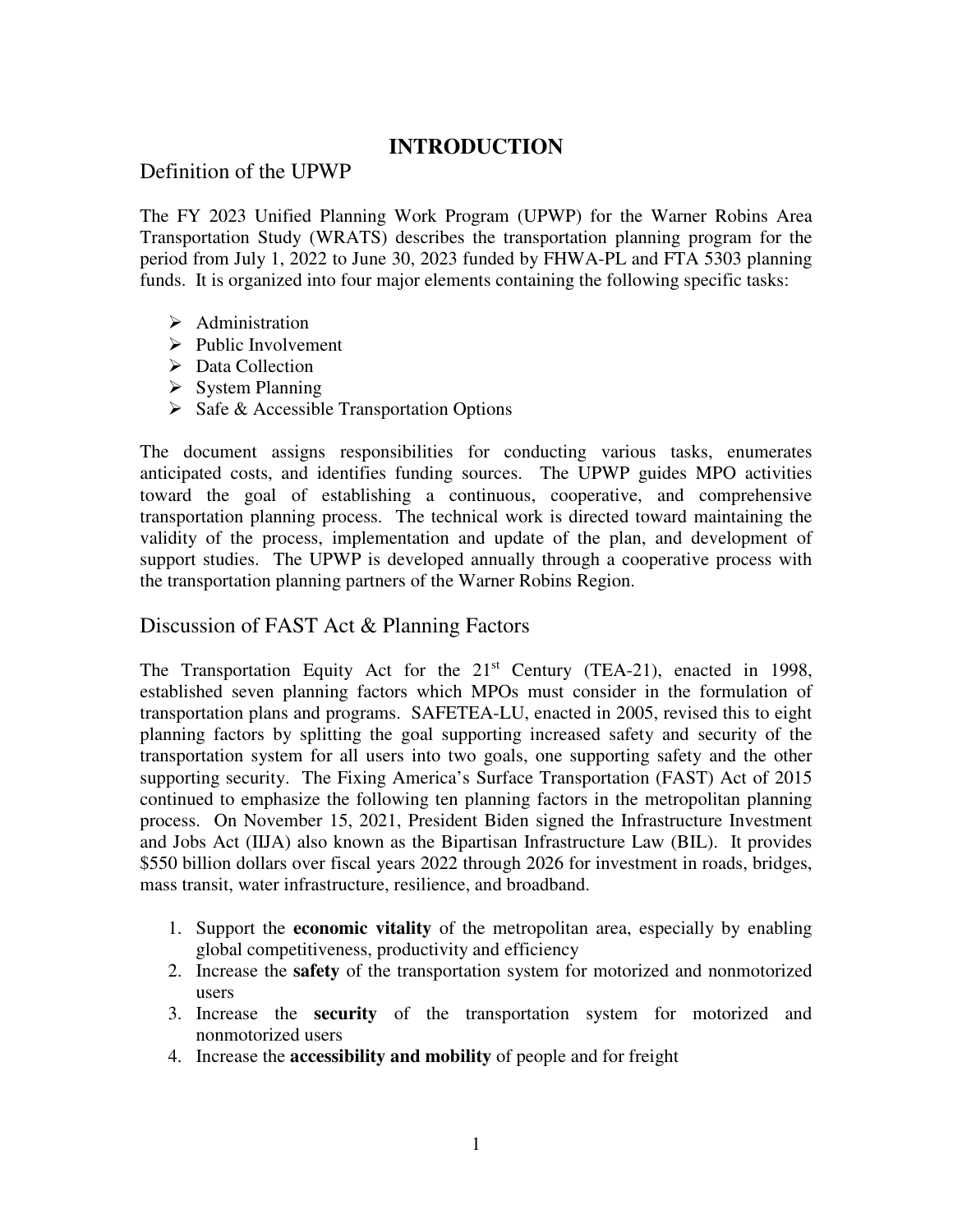# INTRODUCTION

## Definition of the UPWP

The FY 2023 Unified Planning Work Program (UPWP) for the Warner Robins Area Transportation Study (WRATS) describes the transportation planning program for the period from July 1, 2022 to June 30, 2023 funded by FHWA-PL and FTA 5303 planning funds. It is organized into four major elements containing the following specific tasks:

- Administration
- Public Involvement
- Data Collection
- System Planning
- Safe & Accessible Transportation Options

The document assigns responsibilities for conducting various tasks, enumerates anticipated costs, and identifies funding sources. The UPWP guides MPO activities toward the goal of establishing a continuous, cooperative, and comprehensive transportation planning process. The technical work is directed toward maintaining the validity of the process, implementation and update of the plan, and development of support studies. The UPWP is developed annually through a cooperative process with the transportation planning partners of the Warner Robins Region.

## Discussion of FAST Act & Planning Factors

The Transportation Equity Act for the 21st Century (TEA-21), enacted in 1998, established seven planning factors which MPOs must consider in the formulation of transportation plans and programs. SAFETEA-LU, enacted in 2005, revised this to eight planning factors by splitting the goal supporting increased safety and security of the transportation system for all users into two goals, one supporting safety and the other supporting security. The Fixing America's Surface Transportation (FAST) Act of 2015 continued to emphasize the following ten planning factors in the metropolitan planning process. On November 15, 2021, President Biden signed the Infrastructure Investment and Jobs Act (IIJA) also known as the Bipartisan Infrastructure Law (BIL). It provides $550 billion dollars over fiscal years 2022 through 2026 for investment in roads, bridges, mass transit, water infrastructure, resilience, and broadband.

1. Support the **economic vitality** of the metropolitan area, especially by enabling global competitiveness, productivity and efficiency
2. Increase the **safety** of the transportation system for motorized and nonmotorized users
3. Increase the **security** of the transportation system for motorized and nonmotorized users
4. Increase the **accessibility and mobility** of people and for freight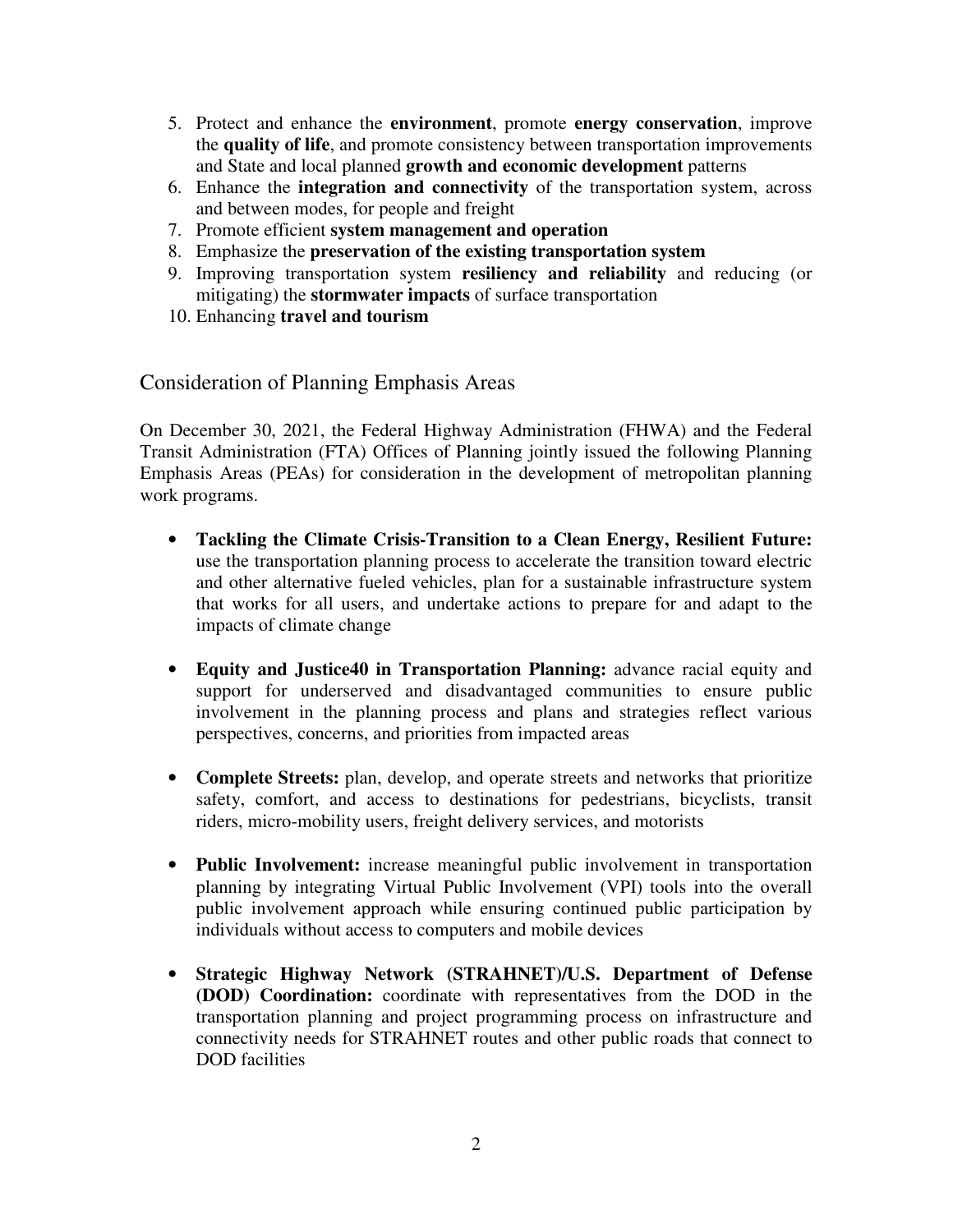5. Protect and enhance the **environment**, promote **energy conservation**, improve the **quality of life**, and promote consistency between transportation improvements and State and local planned **growth and economic development** patterns
6. Enhance the **integration and connectivity** of the transportation system, across and between modes, for people and freight
7. Promote efficient **system management and operation**
8. Emphasize the **preservation of the existing transportation system**
9. Improving transportation system **resiliency and reliability** and reducing (or mitigating) the **stormwater impacts** of surface transportation
10. Enhancing **travel and tourism**

## Consideration of Planning Emphasis Areas

On December 30, 2021, the Federal Highway Administration (FHWA) and the Federal Transit Administration (FTA) Offices of Planning jointly issued the following Planning Emphasis Areas (PEAs) for consideration in the development of metropolitan planning work programs.

- **Tackling the Climate Crisis-Transition to a Clean Energy, Resilient Future:** use the transportation planning process to accelerate the transition toward electric and other alternative fueled vehicles, plan for a sustainable infrastructure system that works for all users, and undertake actions to prepare for and adapt to the impacts of climate change

- **Equity and Justice40 in Transportation Planning:** advance racial equity and support for underserved and disadvantaged communities to ensure public involvement in the planning process and plans and strategies reflect various perspectives, concerns, and priorities from impacted areas

- **Complete Streets:** plan, develop, and operate streets and networks that prioritize safety, comfort, and access to destinations for pedestrians, bicyclists, transit riders, micro-mobility users, freight delivery services, and motorists

- **Public Involvement:** increase meaningful public involvement in transportation planning by integrating Virtual Public Involvement (VPI) tools into the overall public involvement approach while ensuring continued public participation by individuals without access to computers and mobile devices

- **Strategic Highway Network (STRAHNET)/U.S. Department of Defense (DOD) Coordination:** coordinate with representatives from the DOD in the transportation planning and project programming process on infrastructure and connectivity needs for STRAHNET routes and other public roads that connect to DOD facilities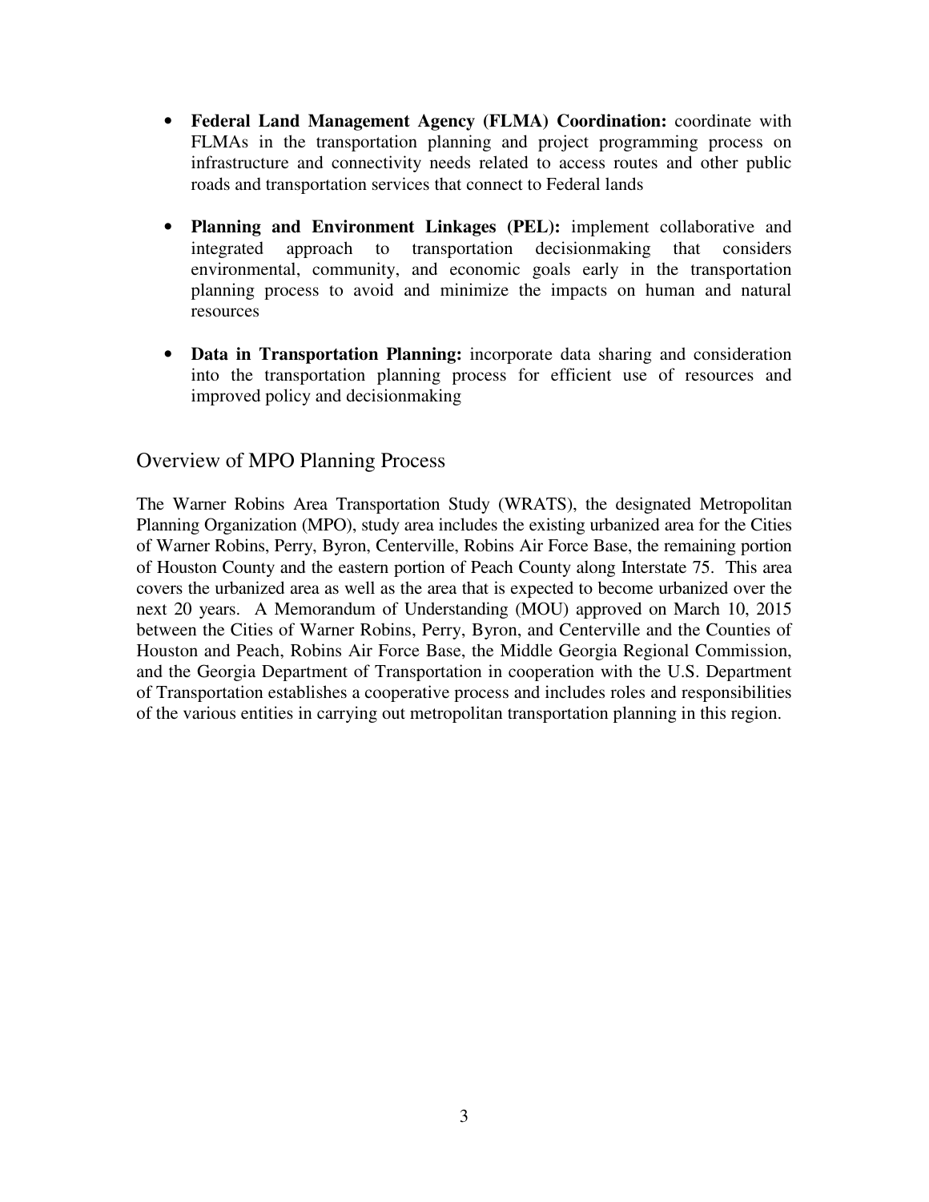- **Federal Land Management Agency (FLMA) Coordination:** coordinate with FLMAs in the transportation planning and project programming process on infrastructure and connectivity needs related to access routes and other public roads and transportation services that connect to Federal lands

- **Planning and Environment Linkages (PEL):** implement collaborative and integrated approach to transportation decisionmaking that considers environmental, community, and economic goals early in the transportation planning process to avoid and minimize the impacts on human and natural resources

- **Data in Transportation Planning:** incorporate data sharing and consideration into the transportation planning process for efficient use of resources and improved policy and decisionmaking

## Overview of MPO Planning Process

The Warner Robins Area Transportation Study (WRATS), the designated Metropolitan Planning Organization (MPO), study area includes the existing urbanized area for the Cities of Warner Robins, Perry, Byron, Centerville, Robins Air Force Base, the remaining portion of Houston County and the eastern portion of Peach County along Interstate 75. This area covers the urbanized area as well as the area that is expected to become urbanized over the next 20 years. A Memorandum of Understanding (MOU) approved on March 10, 2015 between the Cities of Warner Robins, Perry, Byron, and Centerville and the Counties of Houston and Peach, Robins Air Force Base, the Middle Georgia Regional Commission, and the Georgia Department of Transportation in cooperation with the U.S. Department of Transportation establishes a cooperative process and includes roles and responsibilities of the various entities in carrying out metropolitan transportation planning in this region.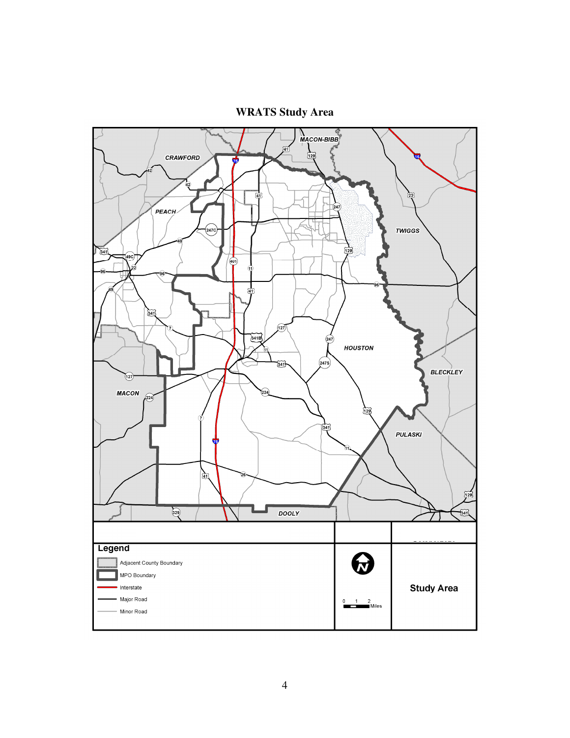# WRATS Study Area

CRAWFORD

MACON-BIBB

PEACH

TWIGGS

HOUSTON

BLECKLEY

MACON

PULASKI

DOOLY

**Legend**

- Adjacent County Boundary
- MPO Boundary
- Interstate
- Major Road
- Minor Road

0 1 2 Miles

**Study Area**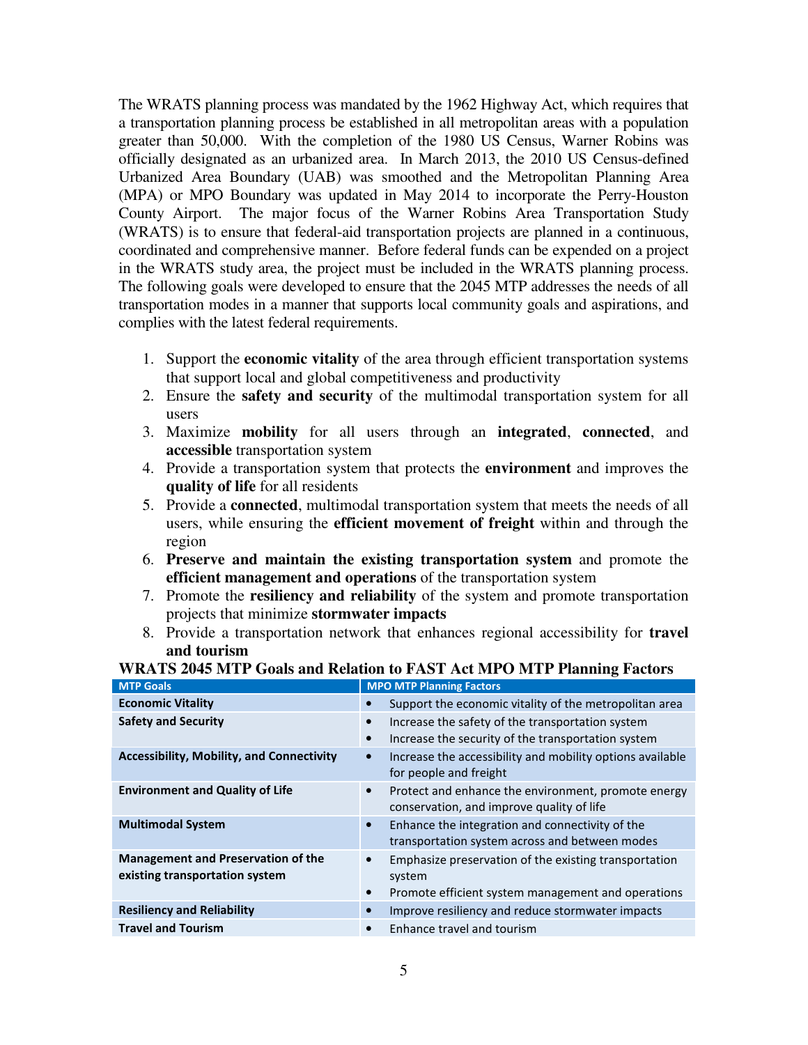The WRATS planning process was mandated by the 1962 Highway Act, which requires that a transportation planning process be established in all metropolitan areas with a population greater than 50,000. With the completion of the 1980 US Census, Warner Robins was officially designated as an urbanized area. In March 2013, the 2010 US Census-defined Urbanized Area Boundary (UAB) was smoothed and the Metropolitan Planning Area (MPA) or MPO Boundary was updated in May 2014 to incorporate the Perry-Houston County Airport. The major focus of the Warner Robins Area Transportation Study (WRATS) is to ensure that federal-aid transportation projects are planned in a continuous, coordinated and comprehensive manner. Before federal funds can be expended on a project in the WRATS study area, the project must be included in the WRATS planning process. The following goals were developed to ensure that the 2045 MTP addresses the needs of all transportation modes in a manner that supports local community goals and aspirations, and complies with the latest federal requirements.

1. Support the **economic vitality** of the area through efficient transportation systems that support local and global competitiveness and productivity
2. Ensure the **safety and security** of the multimodal transportation system for all users
3. Maximize **mobility** for all users through an **integrated**, **connected**, and **accessible** transportation system
4. Provide a transportation system that protects the **environment** and improves the **quality of life** for all residents
5. Provide a **connected**, multimodal transportation system that meets the needs of all users, while ensuring the **efficient movement of freight** within and through the region
6. **Preserve and maintain the existing transportation system** and promote the **efficient management and operations** of the transportation system
7. Promote the **resiliency and reliability** of the system and promote transportation projects that minimize **stormwater impacts**
8. Provide a transportation network that enhances regional accessibility for **travel and tourism**

**WRATS 2045 MTP Goals and Relation to FAST Act MPO MTP Planning Factors**

| MTP Goals | MPO MTP Planning Factors |
|---|---|
| **Economic Vitality** | • Support the economic vitality of the metropolitan area |
| **Safety and Security** | • Increase the safety of the transportation system<br>• Increase the security of the transportation system |
| **Accessibility, Mobility, and Connectivity** | • Increase the accessibility and mobility options available for people and freight |
| **Environment and Quality of Life** | • Protect and enhance the environment, promote energy conservation, and improve quality of life |
| **Multimodal System** | • Enhance the integration and connectivity of the transportation system across and between modes |
| **Management and Preservation of the existing transportation system** | • Emphasize preservation of the existing transportation system<br>• Promote efficient system management and operations |
| **Resiliency and Reliability** | • Improve resiliency and reduce stormwater impacts |
| **Travel and Tourism** | • Enhance travel and tourism |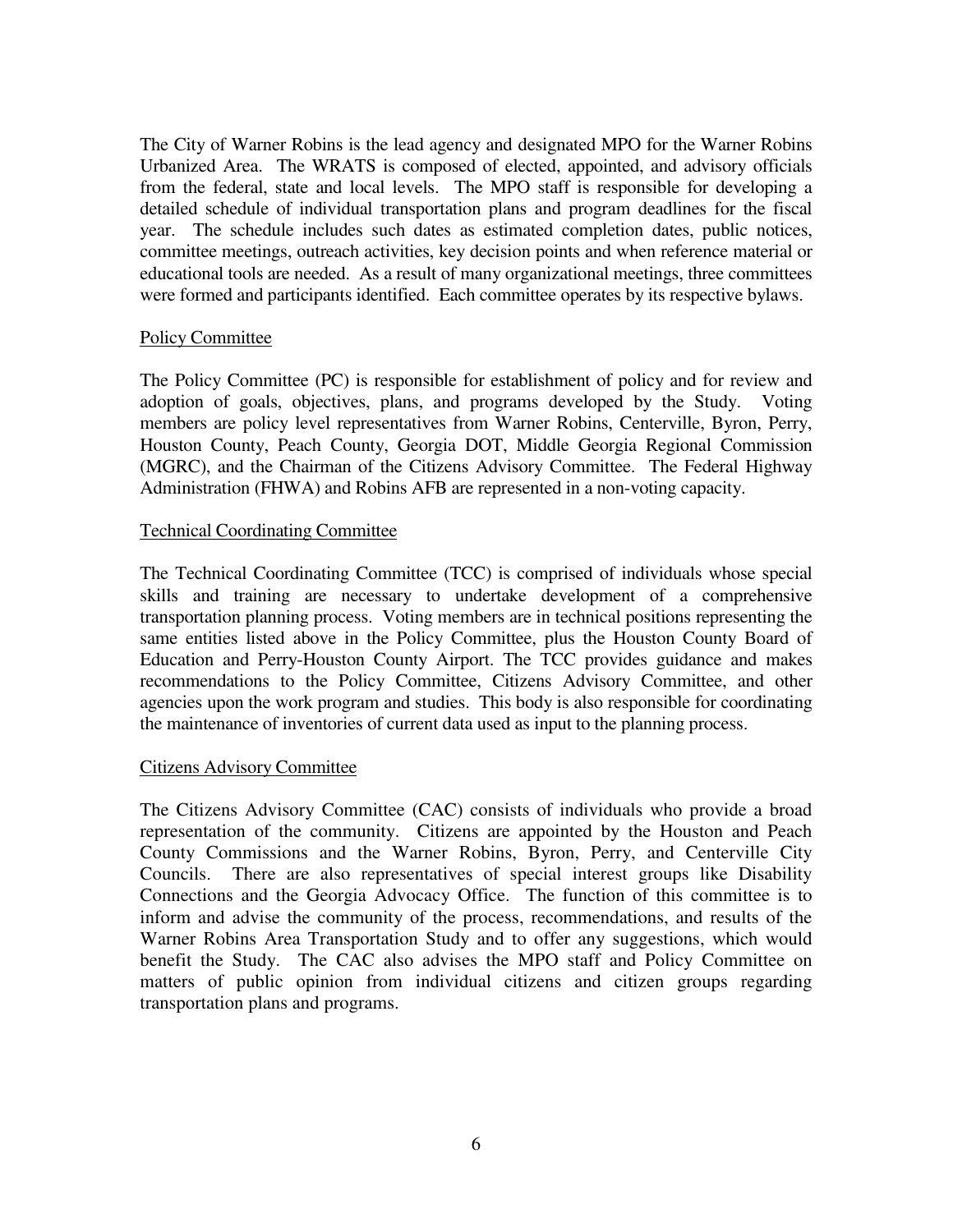The City of Warner Robins is the lead agency and designated MPO for the Warner Robins Urbanized Area. The WRATS is composed of elected, appointed, and advisory officials from the federal, state and local levels. The MPO staff is responsible for developing a detailed schedule of individual transportation plans and program deadlines for the fiscal year. The schedule includes such dates as estimated completion dates, public notices, committee meetings, outreach activities, key decision points and when reference material or educational tools are needed. As a result of many organizational meetings, three committees were formed and participants identified. Each committee operates by its respective bylaws.

### Policy Committee

The Policy Committee (PC) is responsible for establishment of policy and for review and adoption of goals, objectives, plans, and programs developed by the Study. Voting members are policy level representatives from Warner Robins, Centerville, Byron, Perry, Houston County, Peach County, Georgia DOT, Middle Georgia Regional Commission (MGRC), and the Chairman of the Citizens Advisory Committee. The Federal Highway Administration (FHWA) and Robins AFB are represented in a non-voting capacity.

### Technical Coordinating Committee

The Technical Coordinating Committee (TCC) is comprised of individuals whose special skills and training are necessary to undertake development of a comprehensive transportation planning process. Voting members are in technical positions representing the same entities listed above in the Policy Committee, plus the Houston County Board of Education and Perry-Houston County Airport. The TCC provides guidance and makes recommendations to the Policy Committee, Citizens Advisory Committee, and other agencies upon the work program and studies. This body is also responsible for coordinating the maintenance of inventories of current data used as input to the planning process.

### Citizens Advisory Committee

The Citizens Advisory Committee (CAC) consists of individuals who provide a broad representation of the community. Citizens are appointed by the Houston and Peach County Commissions and the Warner Robins, Byron, Perry, and Centerville City Councils. There are also representatives of special interest groups like Disability Connections and the Georgia Advocacy Office. The function of this committee is to inform and advise the community of the process, recommendations, and results of the Warner Robins Area Transportation Study and to offer any suggestions, which would benefit the Study. The CAC also advises the MPO staff and Policy Committee on matters of public opinion from individual citizens and citizen groups regarding transportation plans and programs.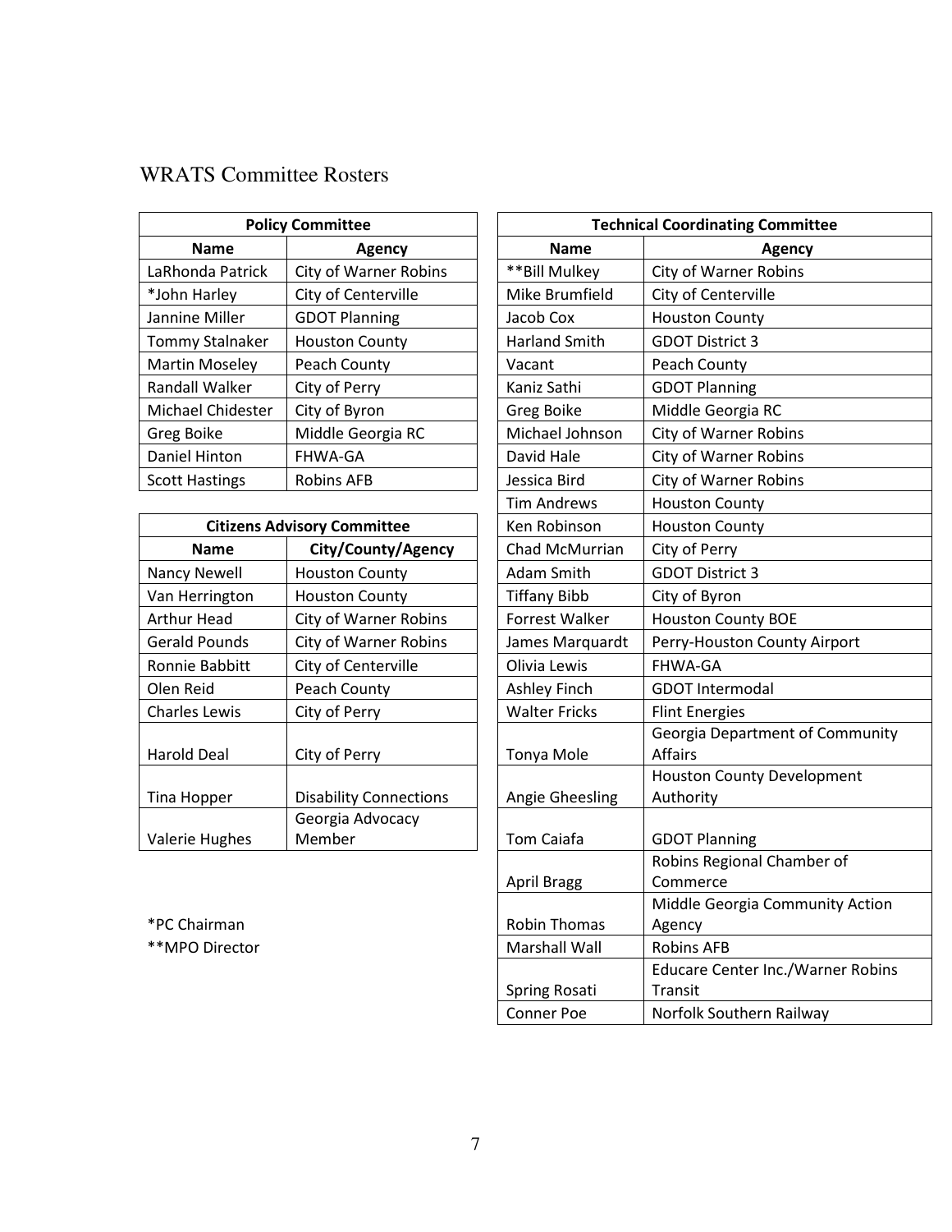# WRATS Committee Rosters

| Policy Committee | |
|---|---|
| **Name** | **Agency** |
| LaRhonda Patrick | City of Warner Robins |
| *John Harley | City of Centerville |
| Jannine Miller | GDOT Planning |
| Tommy Stalnaker | Houston County |
| Martin Moseley | Peach County |
| Randall Walker | City of Perry |
| Michael Chidester | City of Byron |
| Greg Boike | Middle Georgia RC |
| Daniel Hinton | FHWA-GA |
| Scott Hastings | Robins AFB |

| Citizens Advisory Committee | |
|---|---|
| **Name** | **City/County/Agency** |
| Nancy Newell | Houston County |
| Van Herrington | Houston County |
| Arthur Head | City of Warner Robins |
| Gerald Pounds | City of Warner Robins |
| Ronnie Babbitt | City of Centerville |
| Olen Reid | Peach County |
| Charles Lewis | City of Perry |
| Harold Deal | City of Perry |
| Tina Hopper | Disability Connections |
| Valerie Hughes | Georgia Advocacy Member |

*PC Chairman

**MPO Director

| Technical Coordinating Committee | |
|---|---|
| **Name** | **Agency** |
| **Bill Mulkey | City of Warner Robins |
| Mike Brumfield | City of Centerville |
| Jacob Cox | Houston County |
| Harland Smith | GDOT District 3 |
| Vacant | Peach County |
| Kaniz Sathi | GDOT Planning |
| Greg Boike | Middle Georgia RC |
| Michael Johnson | City of Warner Robins |
| David Hale | City of Warner Robins |
| Jessica Bird | City of Warner Robins |
| Tim Andrews | Houston County |
| Ken Robinson | Houston County |
| Chad McMurrian | City of Perry |
| Adam Smith | GDOT District 3 |
| Tiffany Bibb | City of Byron |
| Forrest Walker | Houston County BOE |
| James Marquardt | Perry-Houston County Airport |
| Olivia Lewis | FHWA-GA |
| Ashley Finch | GDOT Intermodal |
| Walter Fricks | Flint Energies |
| Tonya Mole | Georgia Department of Community Affairs |
| Angie Gheesling | Houston County Development Authority |
| Tom Caiafa | GDOT Planning |
| April Bragg | Robins Regional Chamber of Commerce |
| Robin Thomas | Middle Georgia Community Action Agency |
| Marshall Wall | Robins AFB |
| Spring Rosati | Educare Center Inc./Warner Robins Transit |
| Conner Poe | Norfolk Southern Railway |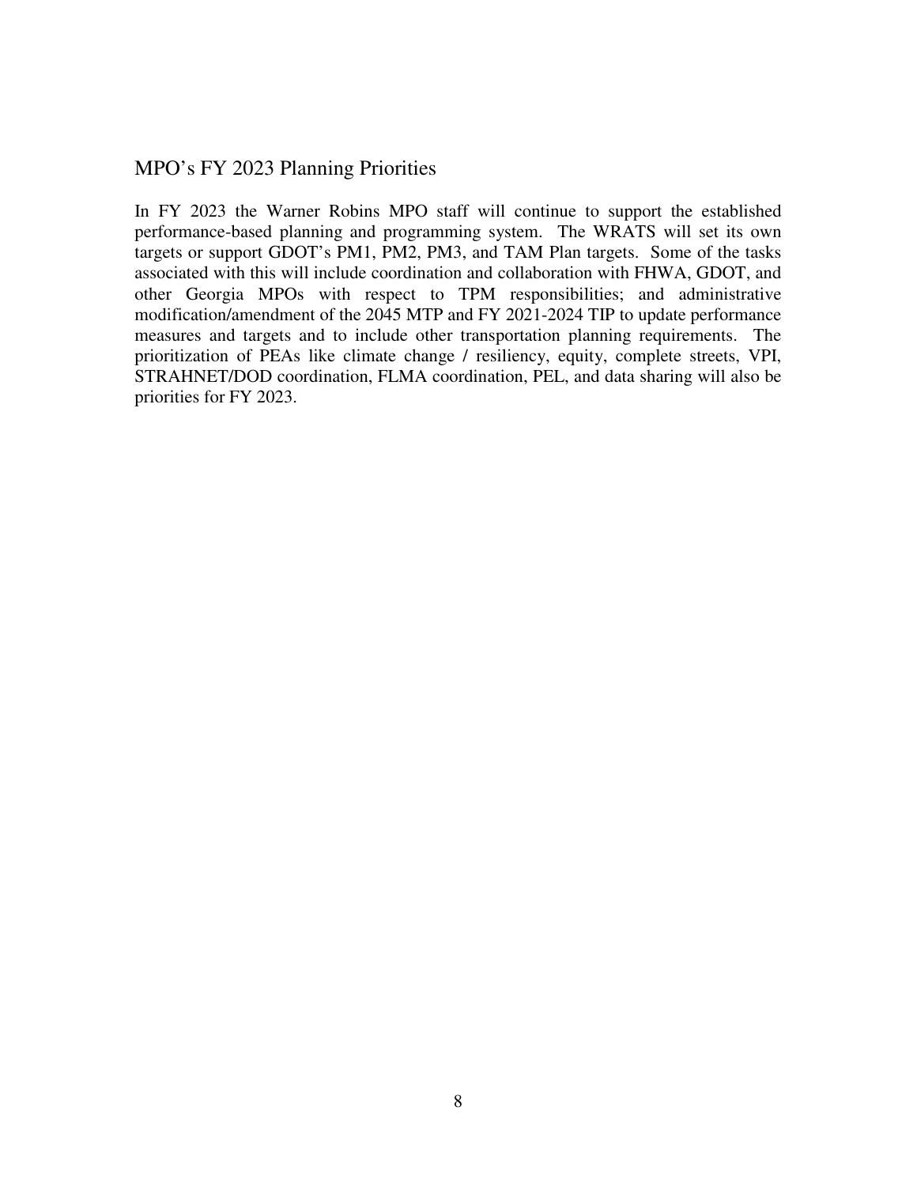## MPO's FY 2023 Planning Priorities

In FY 2023 the Warner Robins MPO staff will continue to support the established performance-based planning and programming system. The WRATS will set its own targets or support GDOT's PM1, PM2, PM3, and TAM Plan targets. Some of the tasks associated with this will include coordination and collaboration with FHWA, GDOT, and other Georgia MPOs with respect to TPM responsibilities; and administrative modification/amendment of the 2045 MTP and FY 2021-2024 TIP to update performance measures and targets and to include other transportation planning requirements. The prioritization of PEAs like climate change / resiliency, equity, complete streets, VPI, STRAHNET/DOD coordination, FLMA coordination, PEL, and data sharing will also be priorities for FY 2023.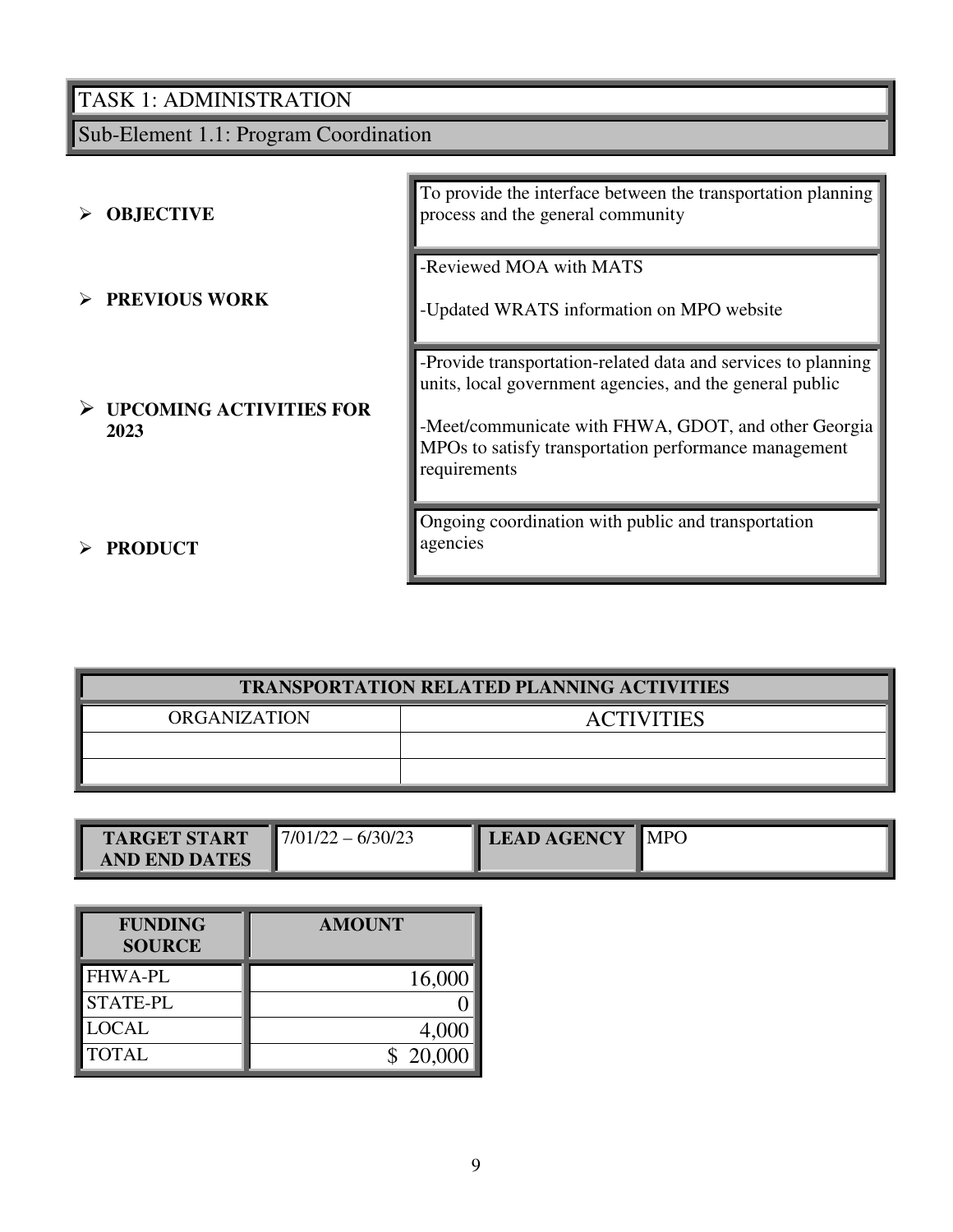# TASK 1: ADMINISTRATION

## Sub-Element 1.1: Program Coordination

- **OBJECTIVE**

To provide the interface between the transportation planning process and the general community

- **PREVIOUS WORK**

-Reviewed MOA with MATS

-Updated WRATS information on MPO website

- **UPCOMING ACTIVITIES FOR 2023**

-Provide transportation-related data and services to planning units, local government agencies, and the general public

-Meet/communicate with FHWA, GDOT, and other Georgia MPOs to satisfy transportation performance management requirements

- **PRODUCT**

Ongoing coordination with public and transportation agencies

| TRANSPORTATION RELATED PLANNING ACTIVITIES | |
|---|---|
| ORGANIZATION | ACTIVITIES |
| | |
| | |

| TARGET START AND END DATES | 7/01/22 – 6/30/23 | LEAD AGENCY | MPO |
|---|---|---|---|

| FUNDING SOURCE | AMOUNT |
|---|---|
| FHWA-PL | 16,000 |
| STATE-PL | 0 |
| LOCAL | 4,000 |
| TOTAL | $ 20,000 |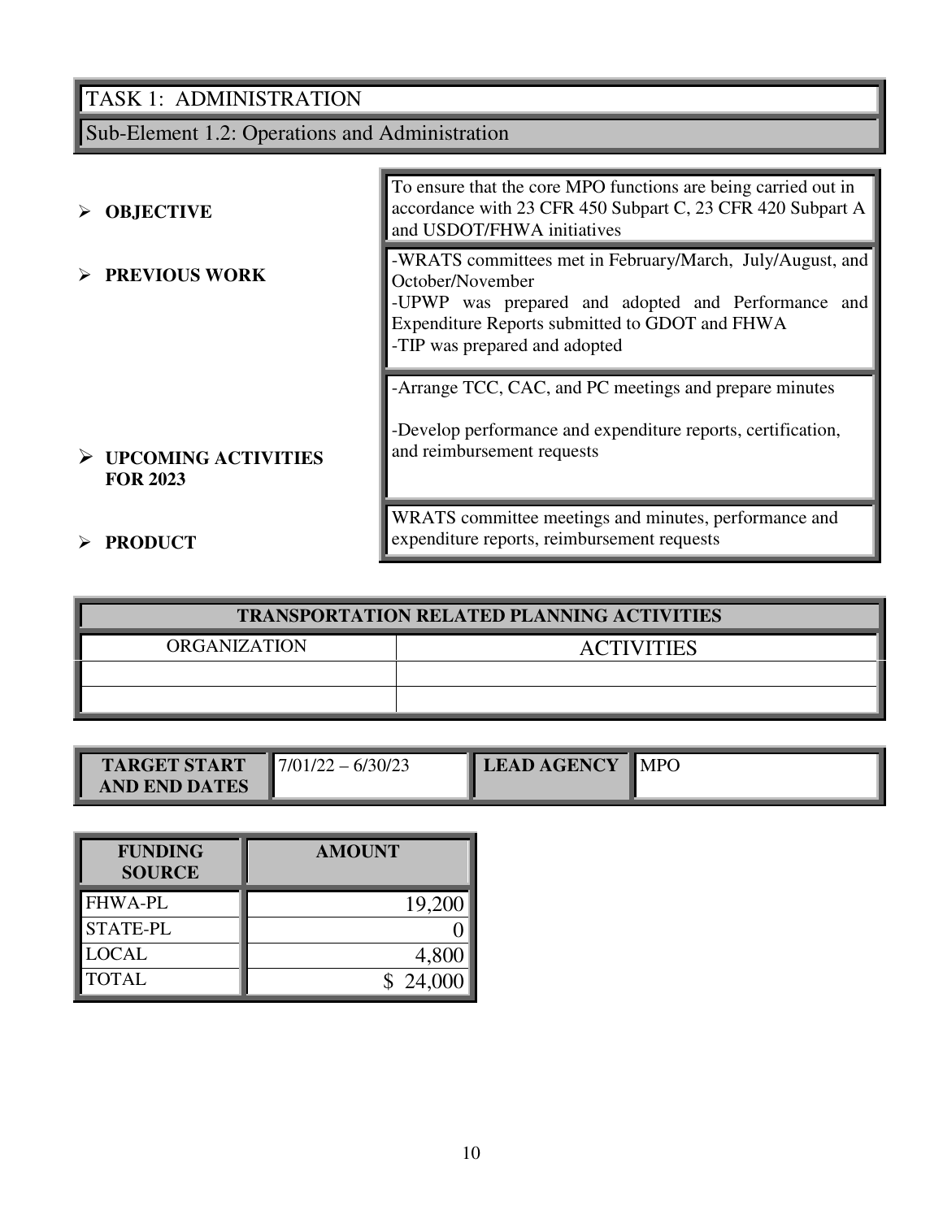# TASK 1: ADMINISTRATION

## Sub-Element 1.2: Operations and Administration

| | |
|---|---|
| **OBJECTIVE** | To ensure that the core MPO functions are being carried out in accordance with 23 CFR 450 Subpart C, 23 CFR 420 Subpart A and USDOT/FHWA initiatives |
| **PREVIOUS WORK** | -WRATS committees met in February/March, July/August, and October/November<br>-UPWP was prepared and adopted and Performance and Expenditure Reports submitted to GDOT and FHWA<br>-TIP was prepared and adopted |
| **UPCOMING ACTIVITIES FOR 2023** | -Arrange TCC, CAC, and PC meetings and prepare minutes<br>-Develop performance and expenditure reports, certification, and reimbursement requests |
| **PRODUCT** | WRATS committee meetings and minutes, performance and expenditure reports, reimbursement requests |

| TRANSPORTATION RELATED PLANNING ACTIVITIES | |
|---|---|
| ORGANIZATION | ACTIVITIES |
| | |
| | |

| TARGET START AND END DATES | 7/01/22 – 6/30/23 | LEAD AGENCY | MPO |
|---|---|---|---|

| FUNDING SOURCE | AMOUNT |
|---|---|
| FHWA-PL | 19,200 |
| STATE-PL | 0 |
| LOCAL | 4,800 |
| TOTAL | $ 24,000 |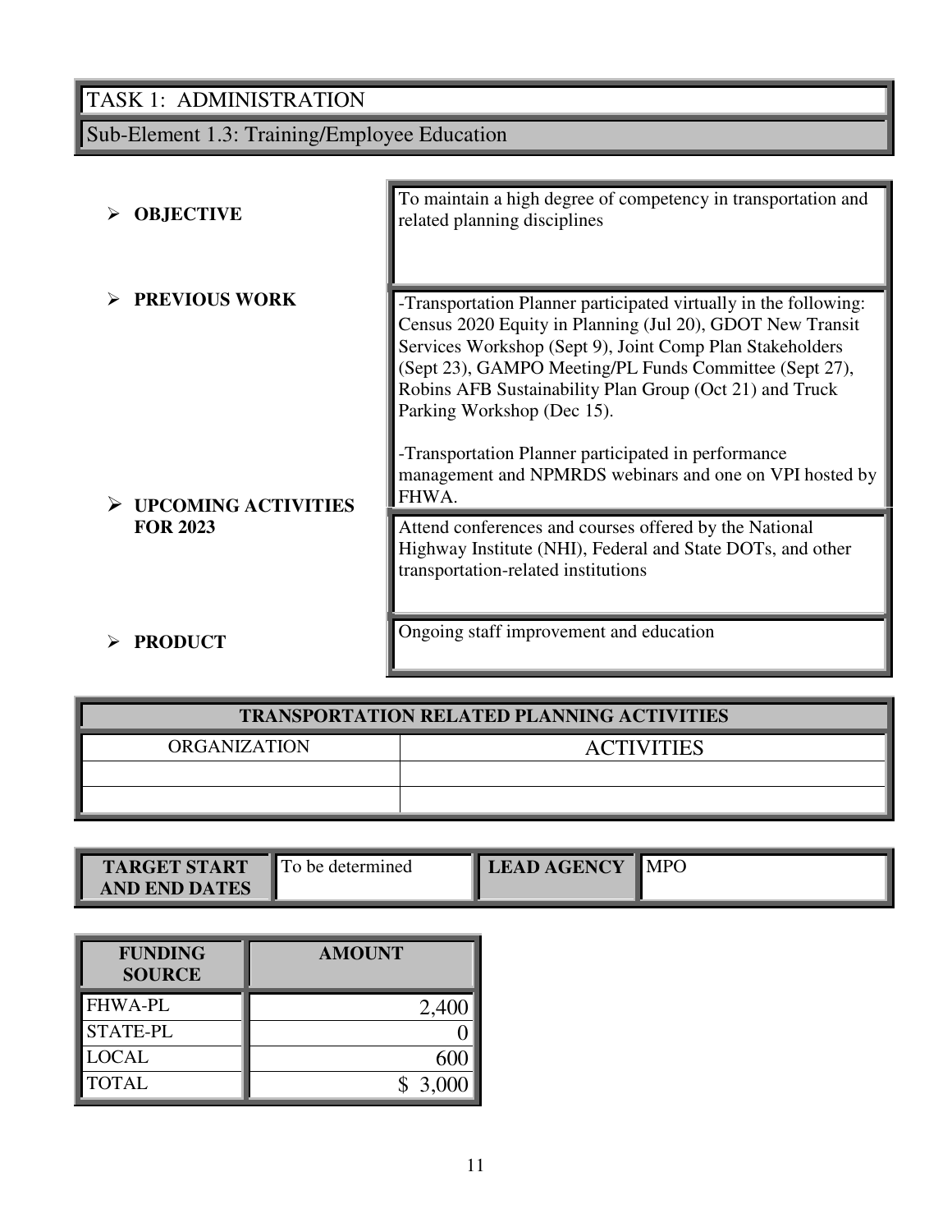## TASK 1: ADMINISTRATION

### Sub-Element 1.3: Training/Employee Education

| | |
|---|---|
| **OBJECTIVE** | To maintain a high degree of competency in transportation and related planning disciplines |
| **PREVIOUS WORK** | -Transportation Planner participated virtually in the following: Census 2020 Equity in Planning (Jul 20), GDOT New Transit Services Workshop (Sept 9), Joint Comp Plan Stakeholders (Sept 23), GAMPO Meeting/PL Funds Committee (Sept 27), Robins AFB Sustainability Plan Group (Oct 21) and Truck Parking Workshop (Dec 15).<br><br>-Transportation Planner participated in performance management and NPMRDS webinars and one on VPI hosted by FHWA. |
| **UPCOMING ACTIVITIES FOR 2023** | Attend conferences and courses offered by the National Highway Institute (NHI), Federal and State DOTs, and other transportation-related institutions |
| **PRODUCT** | Ongoing staff improvement and education |

| TRANSPORTATION RELATED PLANNING ACTIVITIES | |
|---|---|
| ORGANIZATION | ACTIVITIES |
| | |
| | |

| TARGET START AND END DATES | To be determined | LEAD AGENCY | MPO |
|---|---|---|---|

| FUNDING SOURCE | AMOUNT |
|---|---|
| FHWA-PL | 2,400 |
| STATE-PL | 0 |
| LOCAL | 600 |
| TOTAL | $ 3,000 |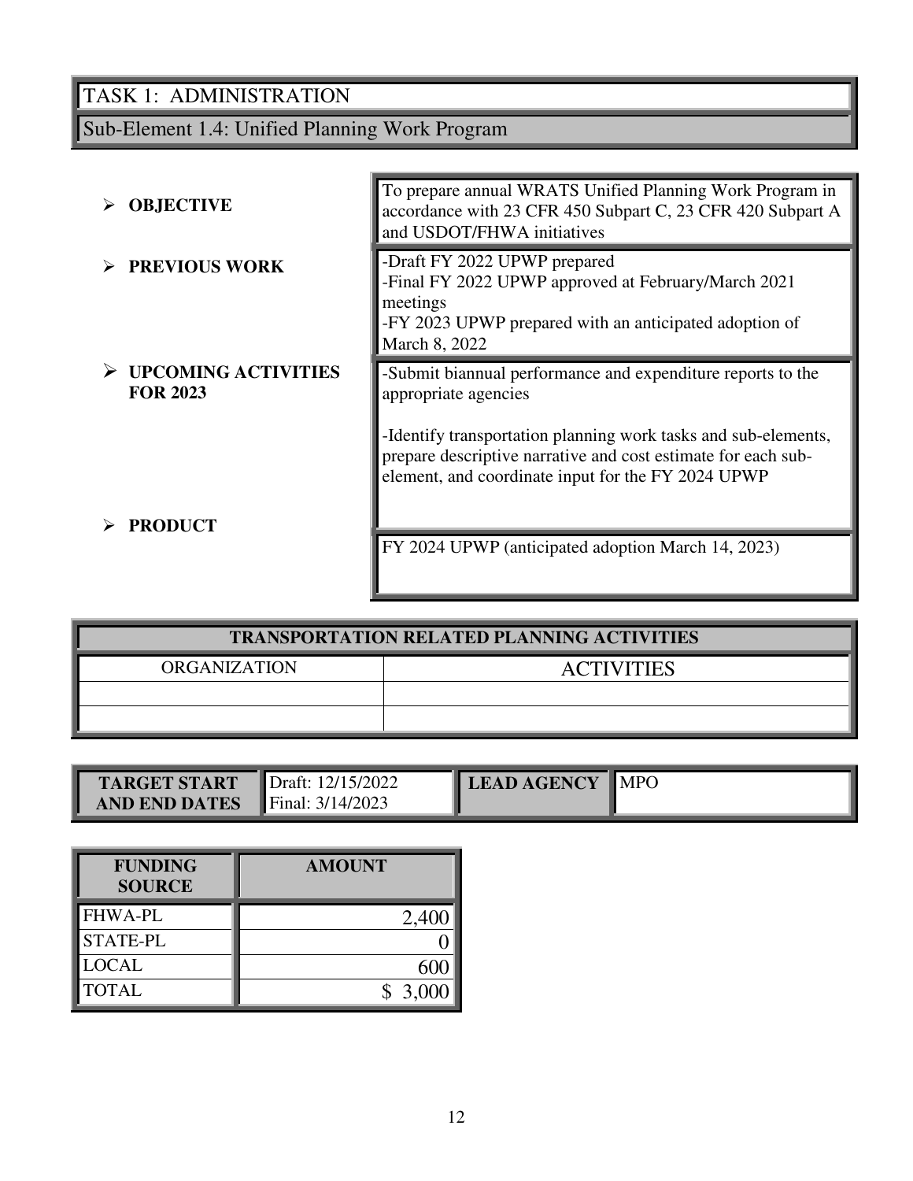# TASK 1: ADMINISTRATION

## Sub-Element 1.4: Unified Planning Work Program

| | |
|---|---|
| **OBJECTIVE** | To prepare annual WRATS Unified Planning Work Program in accordance with 23 CFR 450 Subpart C, 23 CFR 420 Subpart A and USDOT/FHWA initiatives |
| **PREVIOUS WORK** | -Draft FY 2022 UPWP prepared<br>-Final FY 2022 UPWP approved at February/March 2021 meetings<br>-FY 2023 UPWP prepared with an anticipated adoption of March 8, 2022 |
| **UPCOMING ACTIVITIES FOR 2023** | -Submit biannual performance and expenditure reports to the appropriate agencies<br><br>-Identify transportation planning work tasks and sub-elements, prepare descriptive narrative and cost estimate for each sub-element, and coordinate input for the FY 2024 UPWP |
| **PRODUCT** | FY 2024 UPWP (anticipated adoption March 14, 2023) |

| TRANSPORTATION RELATED PLANNING ACTIVITIES | |
|---|---|
| ORGANIZATION | ACTIVITIES |
| | |
| | |

| **TARGET START AND END DATES** | Draft: 12/15/2022<br>Final: 3/14/2023 | **LEAD AGENCY** | MPO |
|---|---|---|---|

| **FUNDING SOURCE** | **AMOUNT** |
|---|---|
| FHWA-PL | 2,400 |
| STATE-PL | 0 |
| LOCAL | 600 |
| TOTAL | $ 3,000 |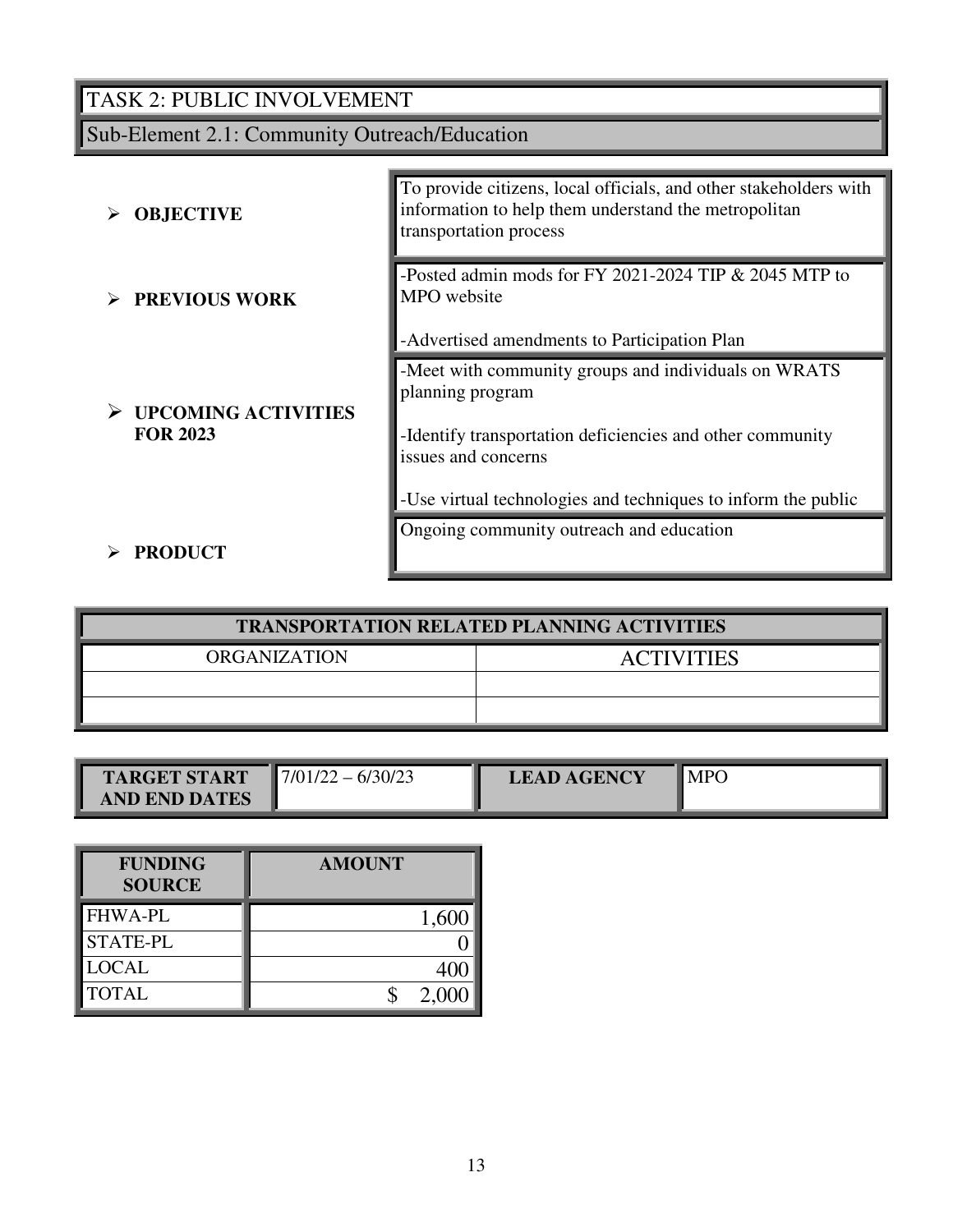## TASK 2: PUBLIC INVOLVEMENT

### Sub-Element 2.1: Community Outreach/Education

| | |
|---|---|
| **OBJECTIVE** | To provide citizens, local officials, and other stakeholders with information to help them understand the metropolitan transportation process |
| **PREVIOUS WORK** | -Posted admin mods for FY 2021-2024 TIP & 2045 MTP to MPO website<br><br>-Advertised amendments to Participation Plan |
| **UPCOMING ACTIVITIES FOR 2023** | -Meet with community groups and individuals on WRATS planning program<br><br>-Identify transportation deficiencies and other community issues and concerns<br><br>-Use virtual technologies and techniques to inform the public |
| **PRODUCT** | Ongoing community outreach and education |

| TRANSPORTATION RELATED PLANNING ACTIVITIES | |
|---|---|
| ORGANIZATION | ACTIVITIES |
| | |
| | |

| TARGET START AND END DATES | 7/01/22 – 6/30/23 | LEAD AGENCY | MPO |
|---|---|---|---|

| FUNDING SOURCE | AMOUNT |
|---|---|
| FHWA-PL | 1,600 |
| STATE-PL | 0 |
| LOCAL | 400 |
| TOTAL | $ 2,000 |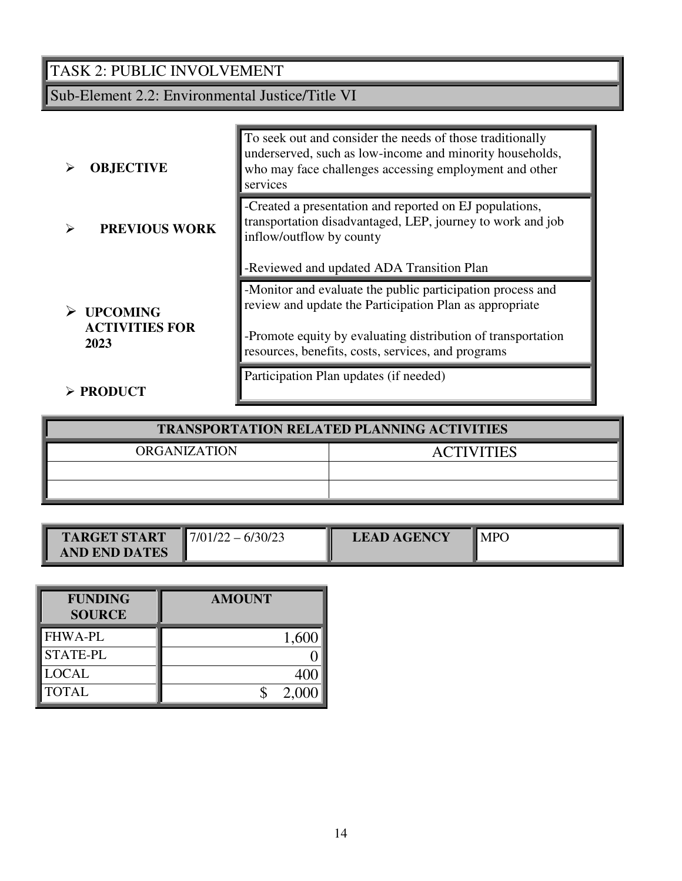## TASK 2: PUBLIC INVOLVEMENT

### Sub-Element 2.2: Environmental Justice/Title VI

| | |
|---|---|
| **OBJECTIVE** | To seek out and consider the needs of those traditionally underserved, such as low-income and minority households, who may face challenges accessing employment and other services |
| **PREVIOUS WORK** | -Created a presentation and reported on EJ populations, transportation disadvantaged, LEP, journey to work and job inflow/outflow by county<br><br>-Reviewed and updated ADA Transition Plan |
| **UPCOMING ACTIVITIES FOR 2023** | -Monitor and evaluate the public participation process and review and update the Participation Plan as appropriate<br><br>-Promote equity by evaluating distribution of transportation resources, benefits, costs, services, and programs |
| **PRODUCT** | Participation Plan updates (if needed) |

| TRANSPORTATION RELATED PLANNING ACTIVITIES | |
|---|---|
| ORGANIZATION | ACTIVITIES |
| | |
| | |

| **TARGET START AND END DATES** | 7/01/22 – 6/30/23 | **LEAD AGENCY** | MPO |
|---|---|---|---|

| **FUNDING SOURCE** | **AMOUNT** |
|---|---:|
| FHWA-PL | 1,600 |
| STATE-PL | 0 |
| LOCAL | 400 |
| TOTAL | $ 2,000 |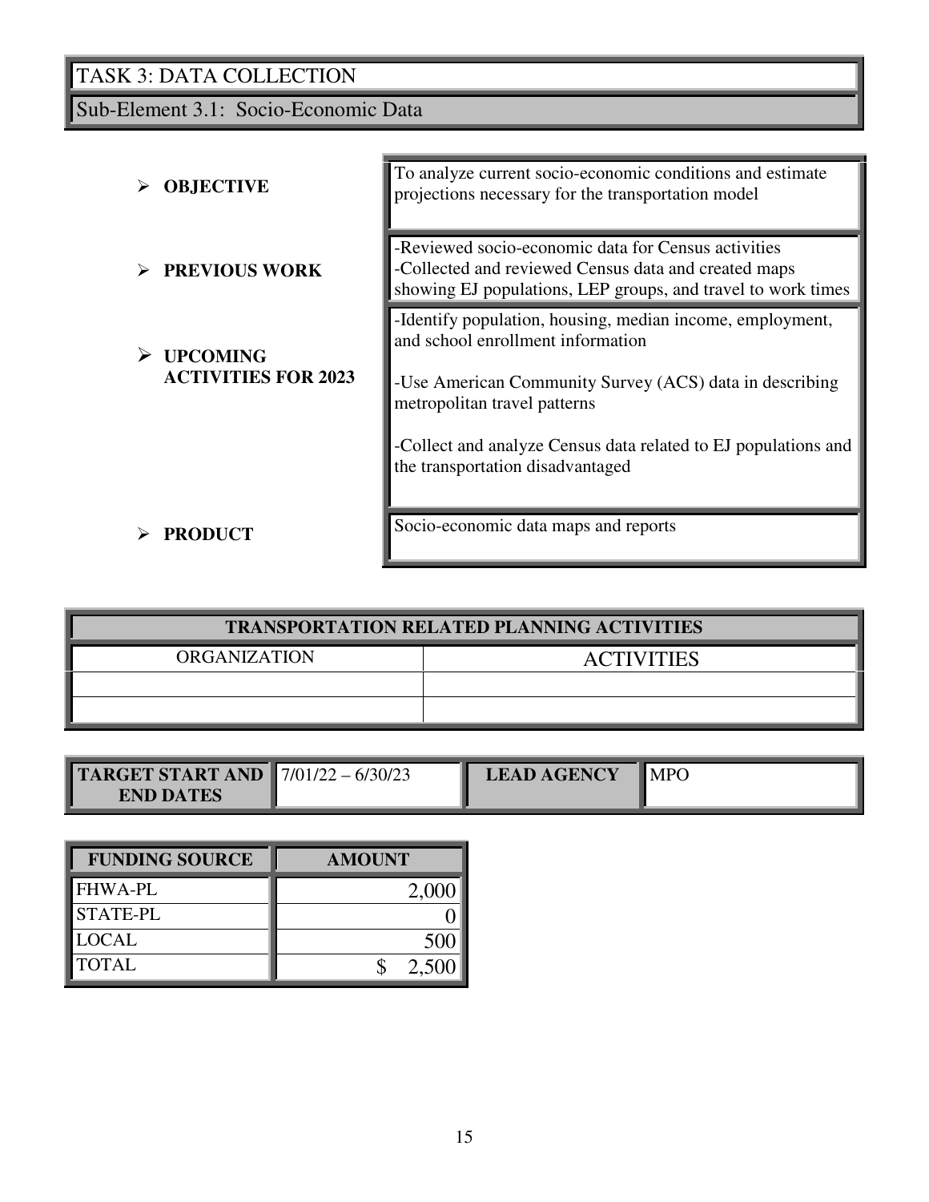# TASK 3: DATA COLLECTION

## Sub-Element 3.1: Socio-Economic Data

| | |
|---|---|
| ➢ **OBJECTIVE** | To analyze current socio-economic conditions and estimate projections necessary for the transportation model |
| ➢ **PREVIOUS WORK** | -Reviewed socio-economic data for Census activities<br>-Collected and reviewed Census data and created maps showing EJ populations, LEP groups, and travel to work times |
| ➢ **UPCOMING ACTIVITIES FOR 2023** | -Identify population, housing, median income, employment, and school enrollment information<br><br>-Use American Community Survey (ACS) data in describing metropolitan travel patterns<br><br>-Collect and analyze Census data related to EJ populations and the transportation disadvantaged |
| ➢ **PRODUCT** | Socio-economic data maps and reports |

| **TRANSPORTATION RELATED PLANNING ACTIVITIES** | |
|---|---|
| ORGANIZATION | ACTIVITIES |
| | |
| | |

| **TARGET START AND END DATES** | 7/01/22 – 6/30/23 | **LEAD AGENCY** | MPO |
|---|---|---|---|

| **FUNDING SOURCE** | **AMOUNT** |
|---|---|
| FHWA-PL | 2,000 |
| STATE-PL | 0 |
| LOCAL | 500 |
| TOTAL | $ 2,500 |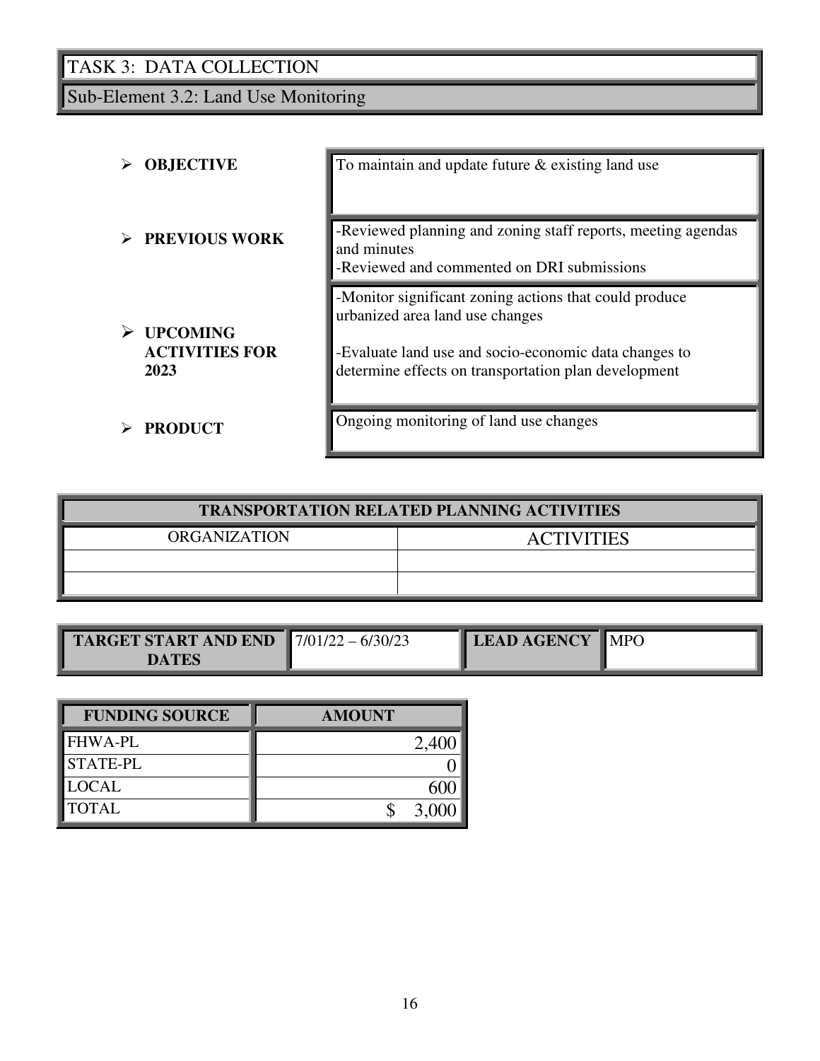# TASK 3: DATA COLLECTION

## Sub-Element 3.2: Land Use Monitoring

| | |
|---|---|
| ➢ **OBJECTIVE** | To maintain and update future & existing land use |
| ➢ **PREVIOUS WORK** | -Reviewed planning and zoning staff reports, meeting agendas and minutes<br>-Reviewed and commented on DRI submissions |
| ➢ **UPCOMING ACTIVITIES FOR 2023** | -Monitor significant zoning actions that could produce urbanized area land use changes<br><br>-Evaluate land use and socio-economic data changes to determine effects on transportation plan development |
| ➢ **PRODUCT** | Ongoing monitoring of land use changes |

| **TRANSPORTATION RELATED PLANNING ACTIVITIES** | |
|---|---|
| ORGANIZATION | ACTIVITIES |
| | |
| | |

| **TARGET START AND END DATES** | 7/01/22 – 6/30/23 | **LEAD AGENCY** | MPO |
|---|---|---|---|

| **FUNDING SOURCE** | **AMOUNT** |
|---|---:|
| FHWA-PL | 2,400 |
| STATE-PL | 0 |
| LOCAL | 600 |
| TOTAL | $ 3,000 |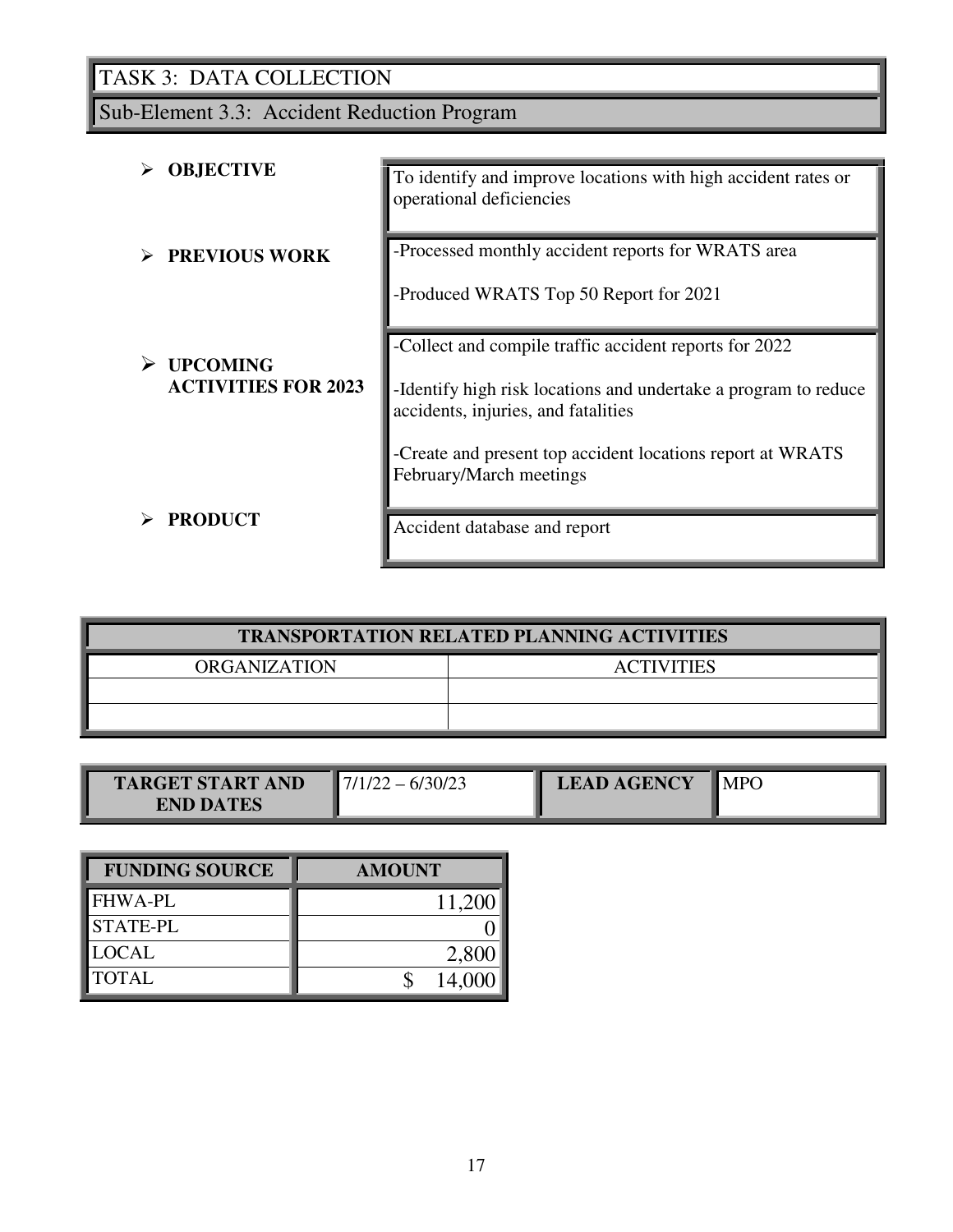# TASK 3: DATA COLLECTION

## Sub-Element 3.3: Accident Reduction Program

| | |
|---|---|
| **OBJECTIVE** | To identify and improve locations with high accident rates or operational deficiencies |
| **PREVIOUS WORK** | -Processed monthly accident reports for WRATS area<br><br>-Produced WRATS Top 50 Report for 2021 |
| **UPCOMING ACTIVITIES FOR 2023** | -Collect and compile traffic accident reports for 2022<br><br>-Identify high risk locations and undertake a program to reduce accidents, injuries, and fatalities<br><br>-Create and present top accident locations report at WRATS February/March meetings |
| **PRODUCT** | Accident database and report |

| **TRANSPORTATION RELATED PLANNING ACTIVITIES** | |
|---|---|
| ORGANIZATION | ACTIVITIES |
| | |
| | |

| **TARGET START AND END DATES** | 7/1/22 – 6/30/23 | **LEAD AGENCY** | MPO |
|---|---|---|---|

| **FUNDING SOURCE** | **AMOUNT** |
|---|---|
| FHWA-PL | 11,200 |
| STATE-PL | 0 |
| LOCAL | 2,800 |
| TOTAL | $ 14,000 |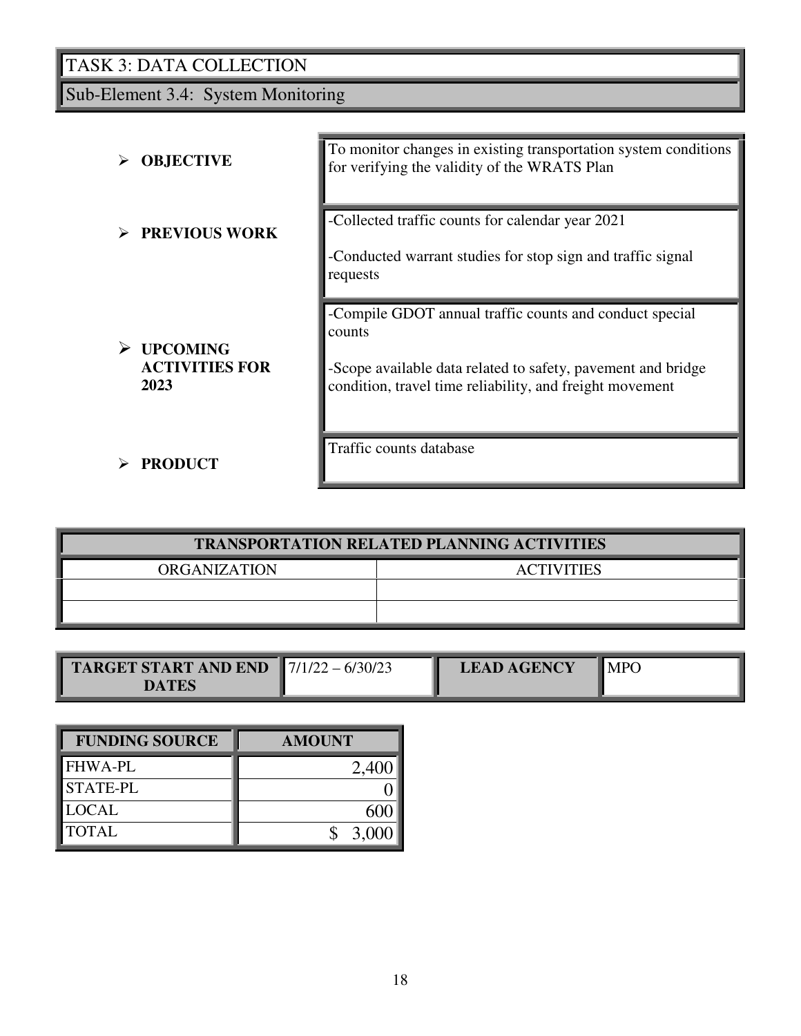# TASK 3: DATA COLLECTION

## Sub-Element 3.4: System Monitoring

| | |
|---|---|
| ➢ **OBJECTIVE** | To monitor changes in existing transportation system conditions for verifying the validity of the WRATS Plan |
| ➢ **PREVIOUS WORK** | -Collected traffic counts for calendar year 2021<br><br>-Conducted warrant studies for stop sign and traffic signal requests |
| ➢ **UPCOMING ACTIVITIES FOR 2023** | -Compile GDOT annual traffic counts and conduct special counts<br><br>-Scope available data related to safety, pavement and bridge condition, travel time reliability, and freight movement |
| ➢ **PRODUCT** | Traffic counts database |

| **TRANSPORTATION RELATED PLANNING ACTIVITIES** | |
|---|---|
| ORGANIZATION | ACTIVITIES |
| | |
| | |

| **TARGET START AND END DATES** | 7/1/22 – 6/30/23 | **LEAD AGENCY** | MPO |
|---|---|---|---|

| **FUNDING SOURCE** | **AMOUNT** |
|---|---|
| FHWA-PL | 2,400 |
| STATE-PL | 0 |
| LOCAL | 600 |
| TOTAL | $ 3,000 |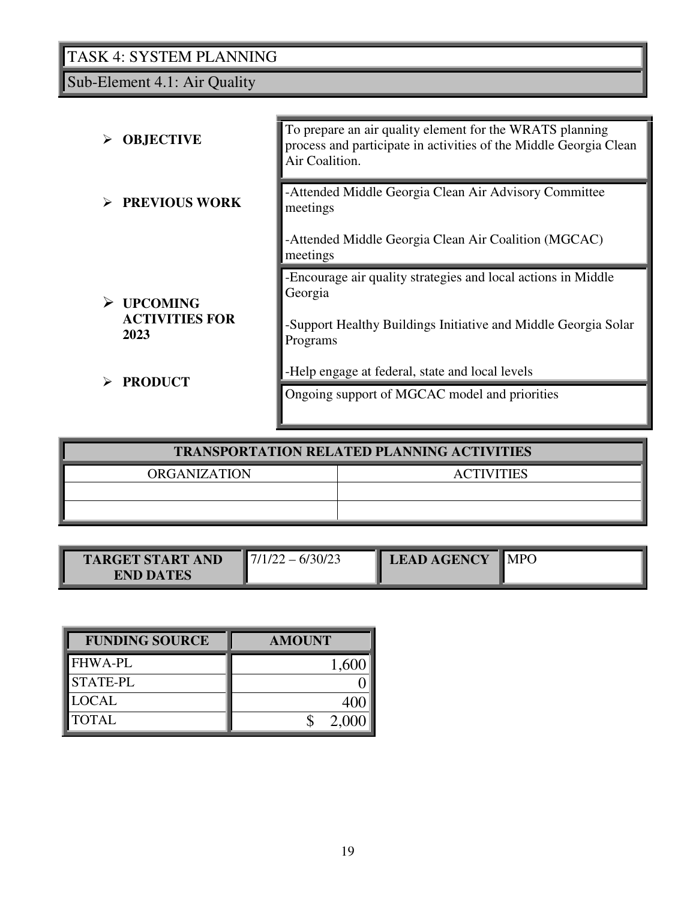## TASK 4: SYSTEM PLANNING

### Sub-Element 4.1: Air Quality

| | |
|---|---|
| **OBJECTIVE** | To prepare an air quality element for the WRATS planning process and participate in activities of the Middle Georgia Clean Air Coalition. |
| **PREVIOUS WORK** | -Attended Middle Georgia Clean Air Advisory Committee meetings<br><br>-Attended Middle Georgia Clean Air Coalition (MGCAC) meetings |
| **UPCOMING ACTIVITIES FOR 2023** | -Encourage air quality strategies and local actions in Middle Georgia<br><br>-Support Healthy Buildings Initiative and Middle Georgia Solar Programs<br><br>-Help engage at federal, state and local levels |
| **PRODUCT** | Ongoing support of MGCAC model and priorities |

| TRANSPORTATION RELATED PLANNING ACTIVITIES | |
|---|---|
| ORGANIZATION | ACTIVITIES |
| | |
| | |

| TARGET START AND END DATES | 7/1/22 – 6/30/23 | LEAD AGENCY | MPO |
|---|---|---|---|

| FUNDING SOURCE | AMOUNT |
|---|---|
| FHWA-PL | 1,600 |
| STATE-PL | 0 |
| LOCAL | 400 |
| TOTAL | $ 2,000 |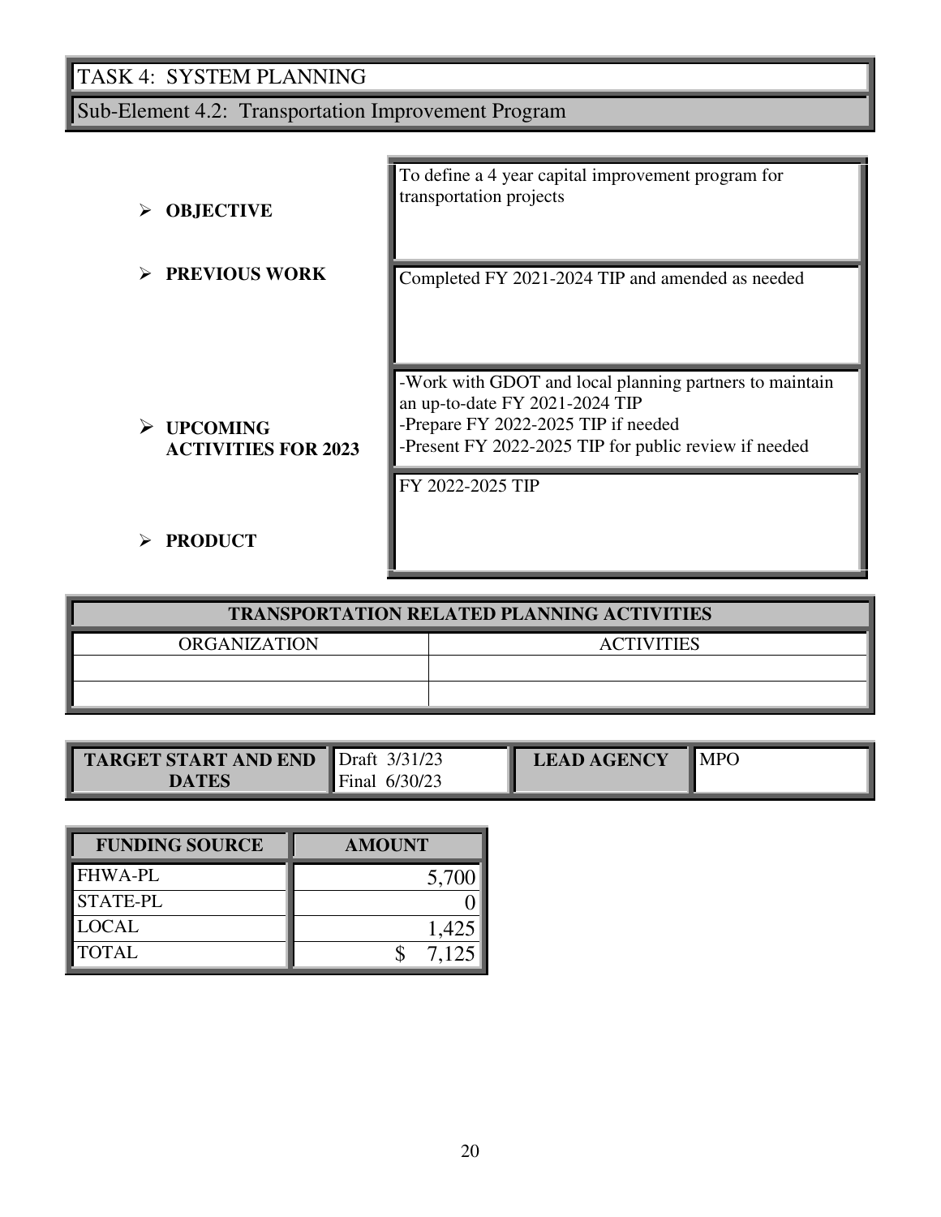# TASK 4: SYSTEM PLANNING

## Sub-Element 4.2: Transportation Improvement Program

| | |
|---|---|
| ➢ **OBJECTIVE** | To define a 4 year capital improvement program for transportation projects |
| ➢ **PREVIOUS WORK** | Completed FY 2021-2024 TIP and amended as needed |
| ➢ **UPCOMING ACTIVITIES FOR 2023** | -Work with GDOT and local planning partners to maintain an up-to-date FY 2021-2024 TIP<br>-Prepare FY 2022-2025 TIP if needed<br>-Present FY 2022-2025 TIP for public review if needed |
| ➢ **PRODUCT** | FY 2022-2025 TIP |

| **TRANSPORTATION RELATED PLANNING ACTIVITIES** | |
|---|---|
| ORGANIZATION | ACTIVITIES |
| | |
| | |

| **TARGET START AND END DATES** | Draft 3/31/23<br>Final 6/30/23 | **LEAD AGENCY** | MPO |
|---|---|---|---|

| **FUNDING SOURCE** | **AMOUNT** |
|---|---|
| FHWA-PL | 5,700 |
| STATE-PL | 0 |
| LOCAL | 1,425 |
| TOTAL | $ 7,125 |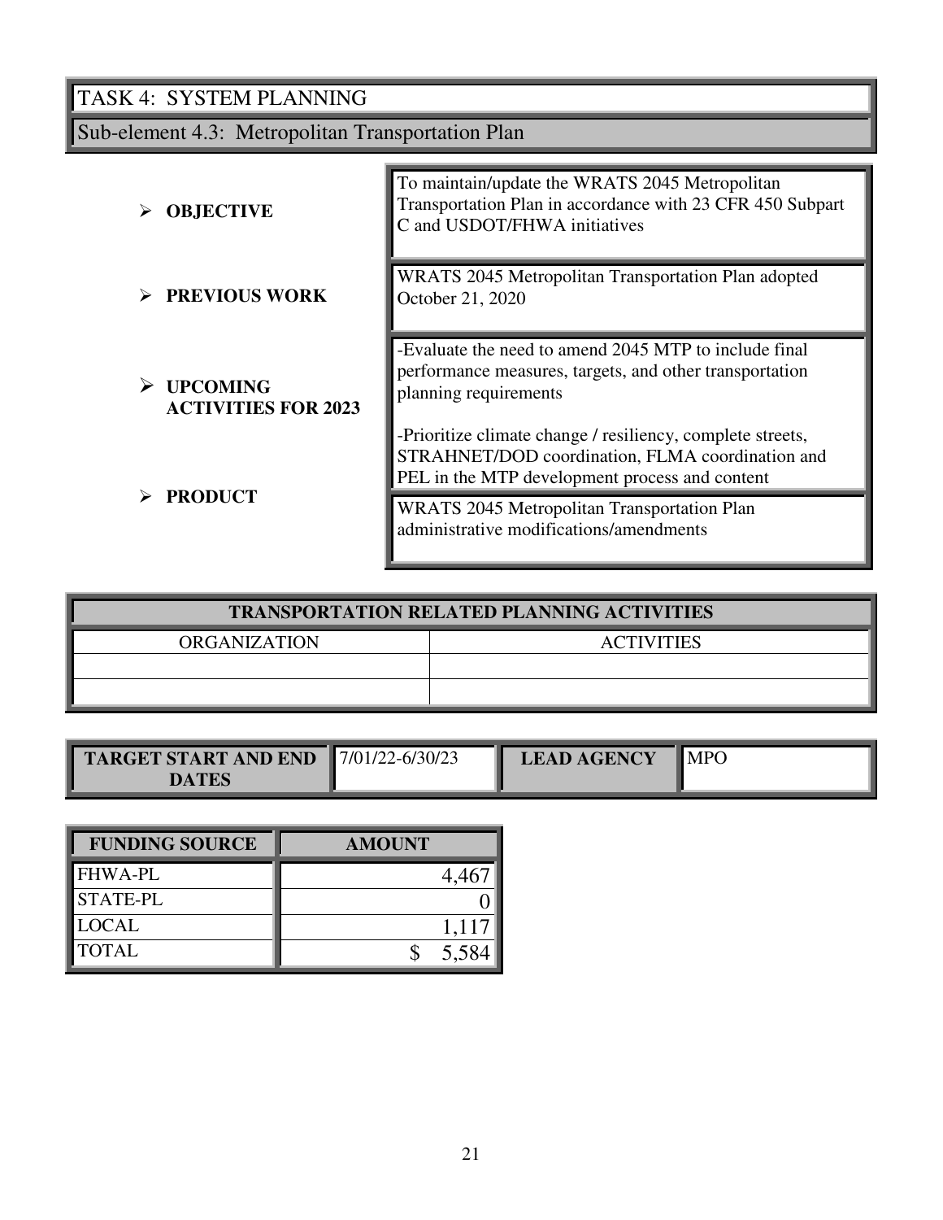## TASK 4: SYSTEM PLANNING

### Sub-element 4.3: Metropolitan Transportation Plan

| | |
|---|---|
| ➢ **OBJECTIVE** | To maintain/update the WRATS 2045 Metropolitan Transportation Plan in accordance with 23 CFR 450 Subpart C and USDOT/FHWA initiatives |
| ➢ **PREVIOUS WORK** | WRATS 2045 Metropolitan Transportation Plan adopted October 21, 2020 |
| ➢ **UPCOMING ACTIVITIES FOR 2023** | -Evaluate the need to amend 2045 MTP to include final performance measures, targets, and other transportation planning requirements<br><br>-Prioritize climate change / resiliency, complete streets, STRAHNET/DOD coordination, FLMA coordination and PEL in the MTP development process and content |
| ➢ **PRODUCT** | WRATS 2045 Metropolitan Transportation Plan administrative modifications/amendments |

| TRANSPORTATION RELATED PLANNING ACTIVITIES | |
|---|---|
| ORGANIZATION | ACTIVITIES |
| | |
| | |

| TARGET START AND END DATES | 7/01/22-6/30/23 | LEAD AGENCY | MPO |
|---|---|---|---|

| FUNDING SOURCE | AMOUNT |
|---|---|
| FHWA-PL | 4,467 |
| STATE-PL | 0 |
| LOCAL | 1,117 |
| TOTAL | $ 5,584 |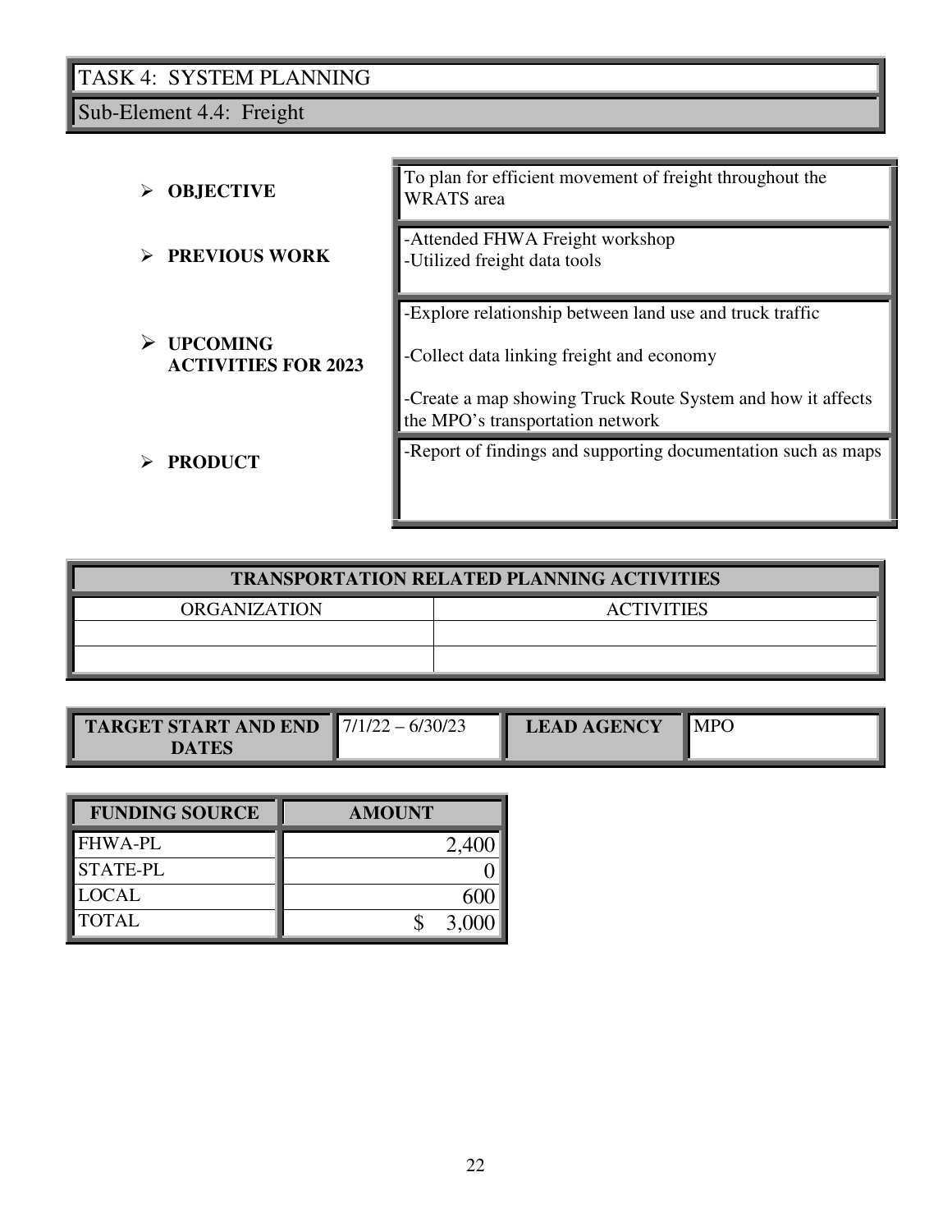# TASK 4: SYSTEM PLANNING

## Sub-Element 4.4: Freight

| | |
|---|---|
| ➢ **OBJECTIVE** | To plan for efficient movement of freight throughout the WRATS area |
| ➢ **PREVIOUS WORK** | -Attended FHWA Freight workshop<br>-Utilized freight data tools |
| ➢ **UPCOMING ACTIVITIES FOR 2023** | -Explore relationship between land use and truck traffic<br><br>-Collect data linking freight and economy<br><br>-Create a map showing Truck Route System and how it affects the MPO's transportation network |
| ➢ **PRODUCT** | -Report of findings and supporting documentation such as maps |

| **TRANSPORTATION RELATED PLANNING ACTIVITIES** | |
|---|---|
| ORGANIZATION | ACTIVITIES |
| | |
| | |

| **TARGET START AND END DATES** | 7/1/22 – 6/30/23 | **LEAD AGENCY** | MPO |
|---|---|---|---|

| **FUNDING SOURCE** | **AMOUNT** |
|---|---|
| FHWA-PL | 2,400 |
| STATE-PL | 0 |
| LOCAL | 600 |
| TOTAL | $ 3,000 |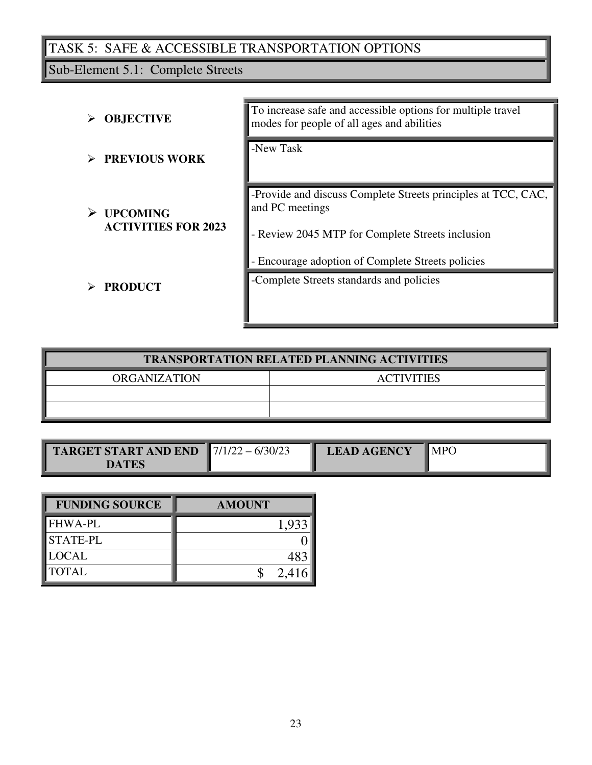# TASK 5: SAFE & ACCESSIBLE TRANSPORTATION OPTIONS

## Sub-Element 5.1: Complete Streets

| | |
|---|---|
| **OBJECTIVE** | To increase safe and accessible options for multiple travel modes for people of all ages and abilities |
| **PREVIOUS WORK** | -New Task |
| **UPCOMING ACTIVITIES FOR 2023** | -Provide and discuss Complete Streets principles at TCC, CAC, and PC meetings<br><br>- Review 2045 MTP for Complete Streets inclusion<br><br>- Encourage adoption of Complete Streets policies |
| **PRODUCT** | -Complete Streets standards and policies |

| **TRANSPORTATION RELATED PLANNING ACTIVITIES** | |
|---|---|
| ORGANIZATION | ACTIVITIES |
| | |
| | |

| **TARGET START AND END DATES** | 7/1/22 – 6/30/23 | **LEAD AGENCY** | MPO |
|---|---|---|---|

| **FUNDING SOURCE** | **AMOUNT** |
|---|---|
| FHWA-PL | 1,933 |
| STATE-PL | 0 |
| LOCAL | 483 |
| TOTAL | $ 2,416 |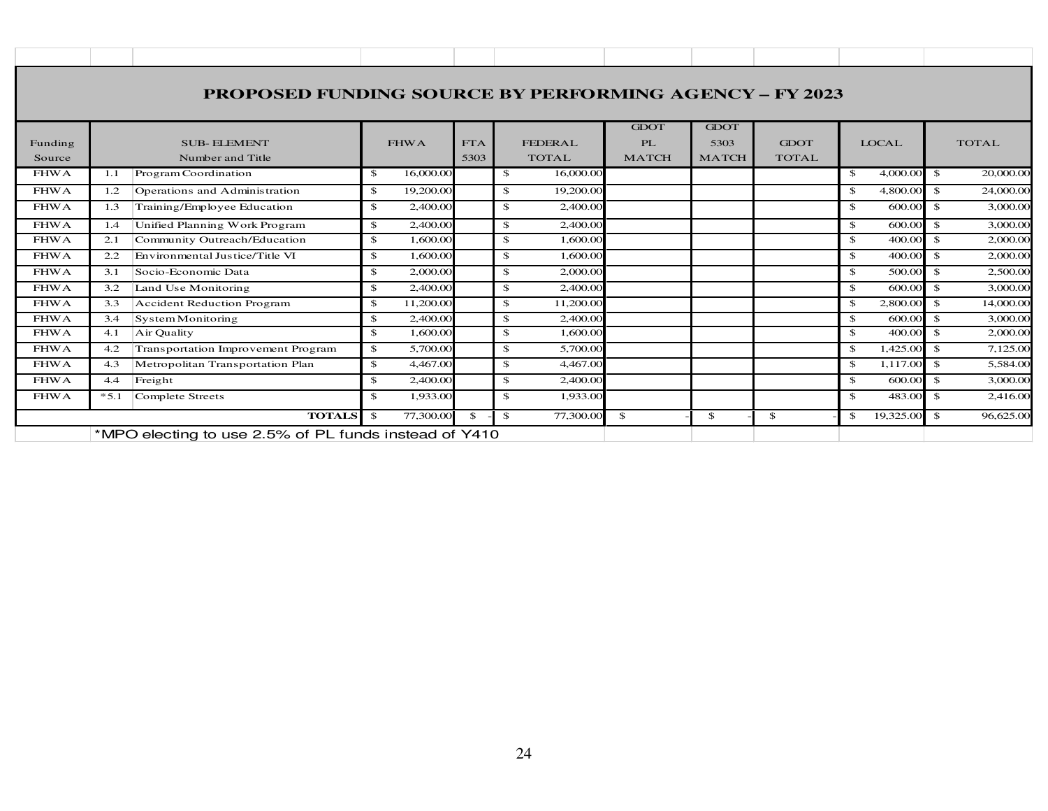## PROPOSED FUNDING SOURCE BY PERFORMING AGENCY – FY 2023

| Funding Source | SUB- ELEMENT Number | SUB- ELEMENT Title | FHWA | FTA 5303 | FEDERAL TOTAL | GDOT PL MATCH | GDOT 5303 MATCH | GDOT TOTAL | LOCAL | TOTAL |
|---|---|---|---|---|---|---|---|---|---|---|
| FHWA | 1.1 | Program Coordination | $ 16,000.00 | | $ 16,000.00 | | | | $ 4,000.00 | $ 20,000.00 |
| FHWA | 1.2 | Operations and Administration | $ 19,200.00 | | $ 19,200.00 | | | | $ 4,800.00 | $ 24,000.00 |
| FHWA | 1.3 | Training/Employee Education | $ 2,400.00 | | $ 2,400.00 | | | | $ 600.00 | $ 3,000.00 |
| FHWA | 1.4 | Unified Planning Work Program | $ 2,400.00 | | $ 2,400.00 | | | | $ 600.00 | $ 3,000.00 |
| FHWA | 2.1 | Community Outreach/Education | $ 1,600.00 | | $ 1,600.00 | | | | $ 400.00 | $ 2,000.00 |
| FHWA | 2.2 | Environmental Justice/Title VI | $ 1,600.00 | | $ 1,600.00 | | | | $ 400.00 | $ 2,000.00 |
| FHWA | 3.1 | Socio-Economic Data | $ 2,000.00 | | $ 2,000.00 | | | | $ 500.00 | $ 2,500.00 |
| FHWA | 3.2 | Land Use Monitoring | $ 2,400.00 | | $ 2,400.00 | | | | $ 600.00 | $ 3,000.00 |
| FHWA | 3.3 | Accident Reduction Program | $ 11,200.00 | | $ 11,200.00 | | | | $ 2,800.00 | $ 14,000.00 |
| FHWA | 3.4 | System Monitoring | $ 2,400.00 | | $ 2,400.00 | | | | $ 600.00 | $ 3,000.00 |
| FHWA | 4.1 | Air Quality | $ 1,600.00 | | $ 1,600.00 | | | | $ 400.00 | $ 2,000.00 |
| FHWA | 4.2 | Transportation Improvement Program | $ 5,700.00 | | $ 5,700.00 | | | | $ 1,425.00 | $ 7,125.00 |
| FHWA | 4.3 | Metropolitan Transportation Plan | $ 4,467.00 | | $ 4,467.00 | | | | $ 1,117.00 | $ 5,584.00 |
| FHWA | 4.4 | Freight | $ 2,400.00 | | $ 2,400.00 | | | | $ 600.00 | $ 3,000.00 |
| FHWA | *5.1 | Complete Streets | $ 1,933.00 | | $ 1,933.00 | | | | $ 483.00 | $ 2,416.00 |
| | | **TOTALS** | $ 77,300.00 | $ - | $ 77,300.00 | $ - | $ - | $ - | $ 19,325.00 | $ 96,625.00 |

*MPO electing to use 2.5% of PL funds instead of Y410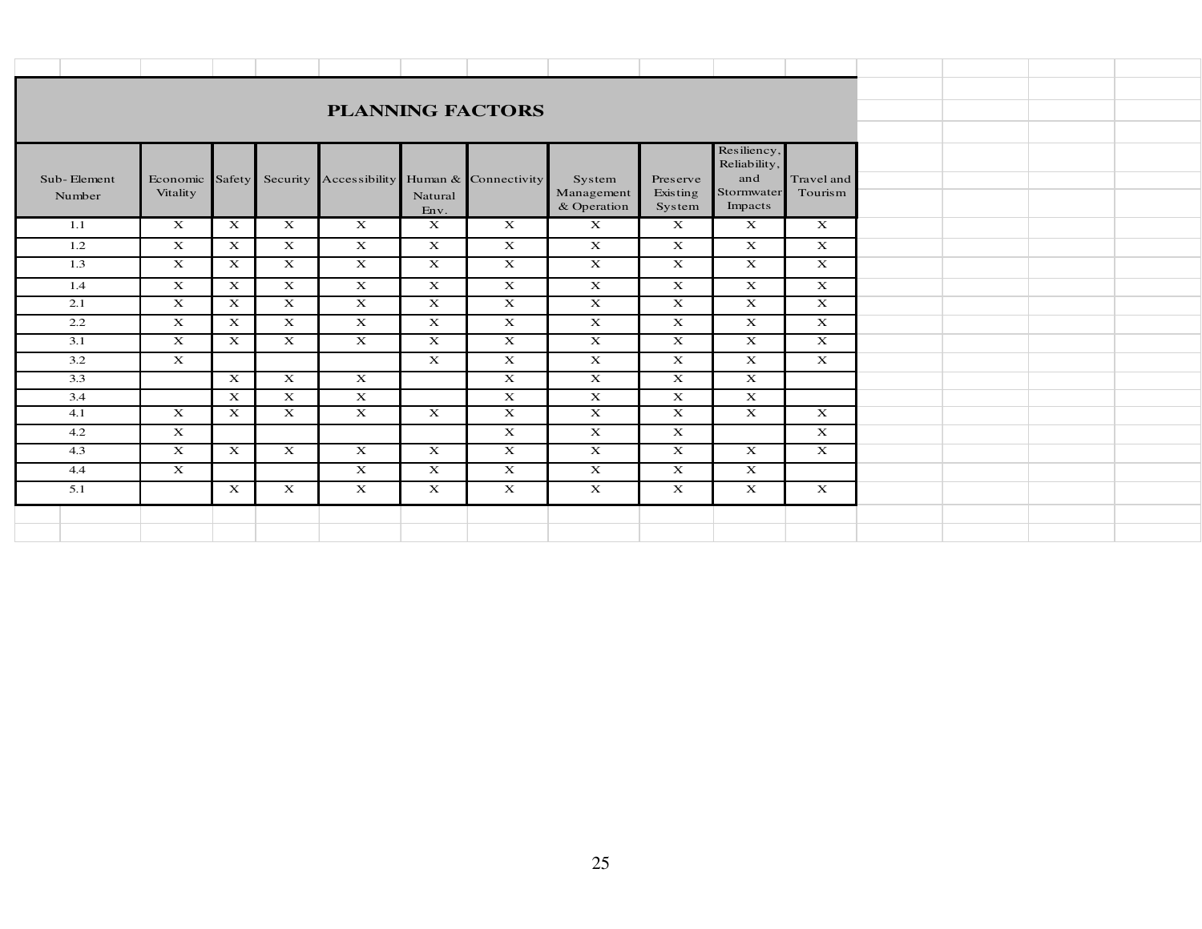## PLANNING FACTORS

| Sub-Element Number | Economic Vitality | Safety | Security | Accessibility | Human & Natural Env. | Connectivity | System Management & Operation | Preserve Existing System | Resiliency, Reliability, and Stormwater Impacts | Travel and Tourism |
|---|---|---|---|---|---|---|---|---|---|---|
| 1.1 | X | X | X | X | X | X | X | X | X | X |
| 1.2 | X | X | X | X | X | X | X | X | X | X |
| 1.3 | X | X | X | X | X | X | X | X | X | X |
| 1.4 | X | X | X | X | X | X | X | X | X | X |
| 2.1 | X | X | X | X | X | X | X | X | X | X |
| 2.2 | X | X | X | X | X | X | X | X | X | X |
| 3.1 | X | X | X | X | X | X | X | X | X | X |
| 3.2 | X | | | | X | X | X | X | X | X |
| 3.3 | | X | X | X | | X | X | X | X | |
| 3.4 | | X | X | X | | X | X | X | X | |
| 4.1 | X | X | X | X | X | X | X | X | X | X |
| 4.2 | X | | | | | X | X | X | | X |
| 4.3 | X | X | X | X | X | X | X | X | X | X |
| 4.4 | X | | | X | X | X | X | X | X | |
| 5.1 | | X | X | X | X | X | X | X | X | X |